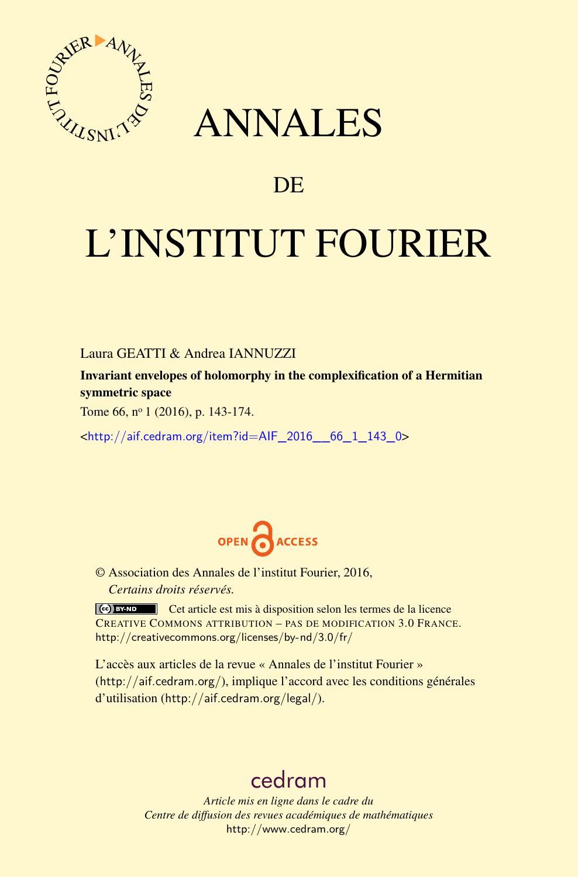# ANNALES

## DE

# L'INSTITUT FOURIER

Laura GEATTI & Andrea IANNUZZI

**Invariant envelopes of holomorphy in the complexification of a Hermitian symmetric space**

Tome 66, nº 1 (2016), p. 143-174.

<http://aif.cedram.org/item?id=AIF_2016__66_1_143_0>

OPEN ACCESS

© Association des Annales de l'institut Fourier, 2016,
*Certains droits réservés.*

Cet article est mis à disposition selon les termes de la licence CREATIVE COMMONS ATTRIBUTION – PAS DE MODIFICATION 3.0 FRANCE.
http://creativecommons.org/licenses/by-nd/3.0/fr/

L'accès aux articles de la revue « Annales de l'institut Fourier » (http://aif.cedram.org/), implique l'accord avec les conditions générales d'utilisation (http://aif.cedram.org/legal/).

cedram

*Article mis en ligne dans le cadre du Centre de diffusion des revues académiques de mathématiques*
http://www.cedram.org/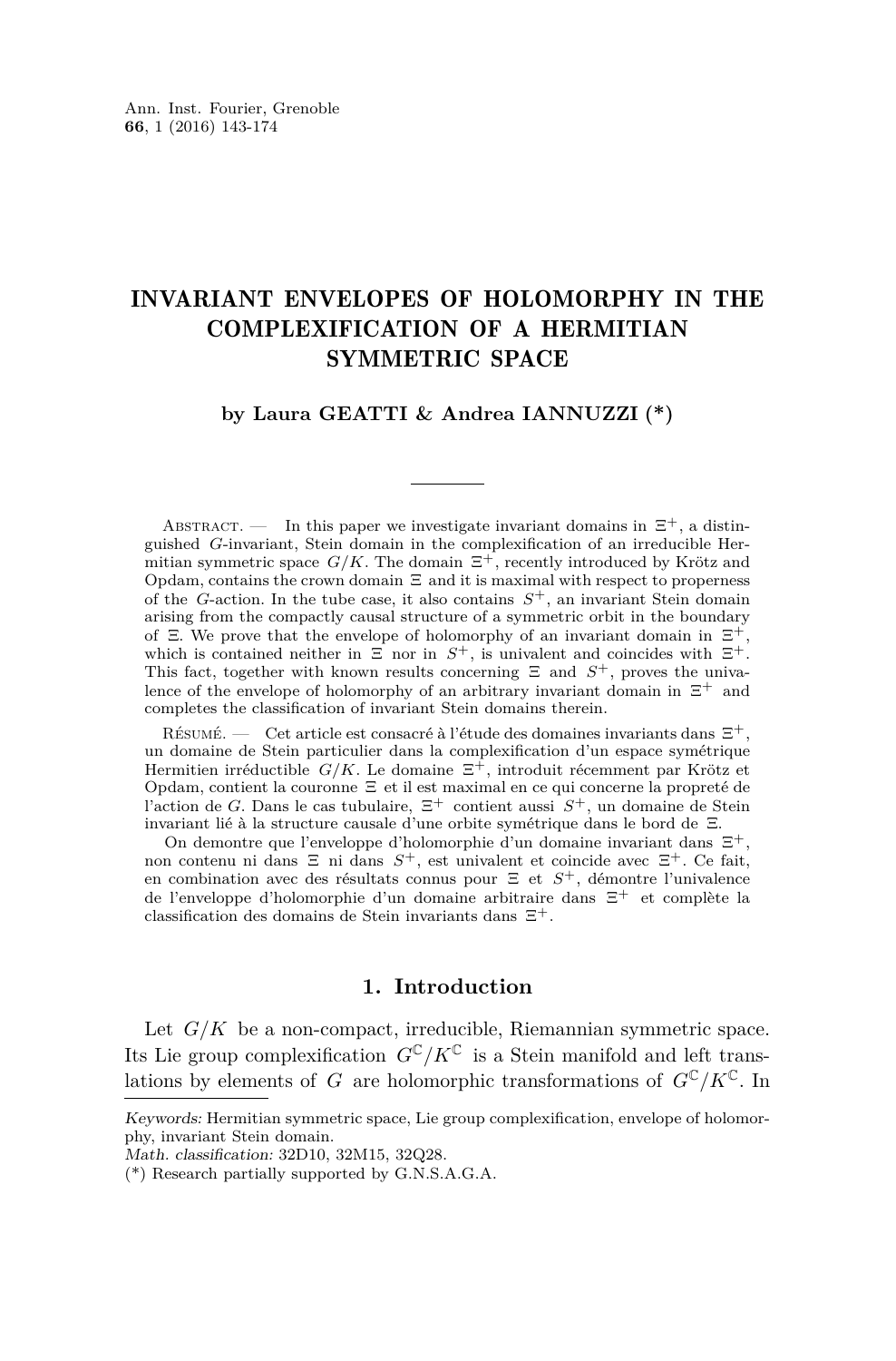# INVARIANT ENVELOPES OF HOLOMORPHY IN THE COMPLEXIFICATION OF A HERMITIAN SYMMETRIC SPACE

**by Laura GEATTI & Andrea IANNUZZI (\*)**

Abstract. — In this paper we investigate invariant domains in $\Xi^+$, a distinguished $G$-invariant, Stein domain in the complexification of an irreducible Hermitian symmetric space $G/K$. The domain $\Xi^+$, recently introduced by Krötz and Opdam, contains the crown domain $\Xi$ and it is maximal with respect to properness of the $G$-action. In the tube case, it also contains $S^+$, an invariant Stein domain arising from the compactly causal structure of a symmetric orbit in the boundary of $\Xi$. We prove that the envelope of holomorphy of an invariant domain in $\Xi^+$, which is contained neither in $\Xi$ nor in $S^+$, is univalent and coincides with $\Xi^+$. This fact, together with known results concerning $\Xi$ and $S^+$, proves the univalence of the envelope of holomorphy of an arbitrary invariant domain in $\Xi^+$ and completes the classification of invariant Stein domains therein.

Résumé. — Cet article est consacré à l'étude des domaines invariants dans $\Xi^+$, un domaine de Stein particulier dans la complexification d'un espace symétrique Hermitien irréductible $G/K$. Le domaine $\Xi^+$, introduit récemment par Krötz et Opdam, contient la couronne $\Xi$ et il est maximal en ce qui concerne la propreté de l'action de $G$. Dans le cas tubulaire, $\Xi^+$ contient aussi $S^+$, un domaine de Stein invariant lié à la structure causale d'une orbite symétrique dans le bord de $\Xi$.

On demontre que l'enveloppe d'holomorphie d'un domaine invariant dans $\Xi^+$, non contenu ni dans $\Xi$ ni dans $S^+$, est univalent et coincide avec $\Xi^+$. Ce fait, en combination avec des résultats connus pour $\Xi$ et $S^+$, démontre l'univalence de l'enveloppe d'holomorphie d'un domaine arbitraire dans $\Xi^+$ et complète la classification des domains de Stein invariants dans $\Xi^+$.

## 1. Introduction

Let $G/K$ be a non-compact, irreducible, Riemannian symmetric space. Its Lie group complexification $G^{\mathbb{C}}/K^{\mathbb{C}}$ is a Stein manifold and left translations by elements of $G$ are holomorphic transformations of $G^{\mathbb{C}}/K^{\mathbb{C}}$. In

*Keywords:* Hermitian symmetric space, Lie group complexification, envelope of holomorphy, invariant Stein domain.
*Math. classification:* 32D10, 32M15, 32Q28.
(\*) Research partially supported by G.N.S.A.G.A.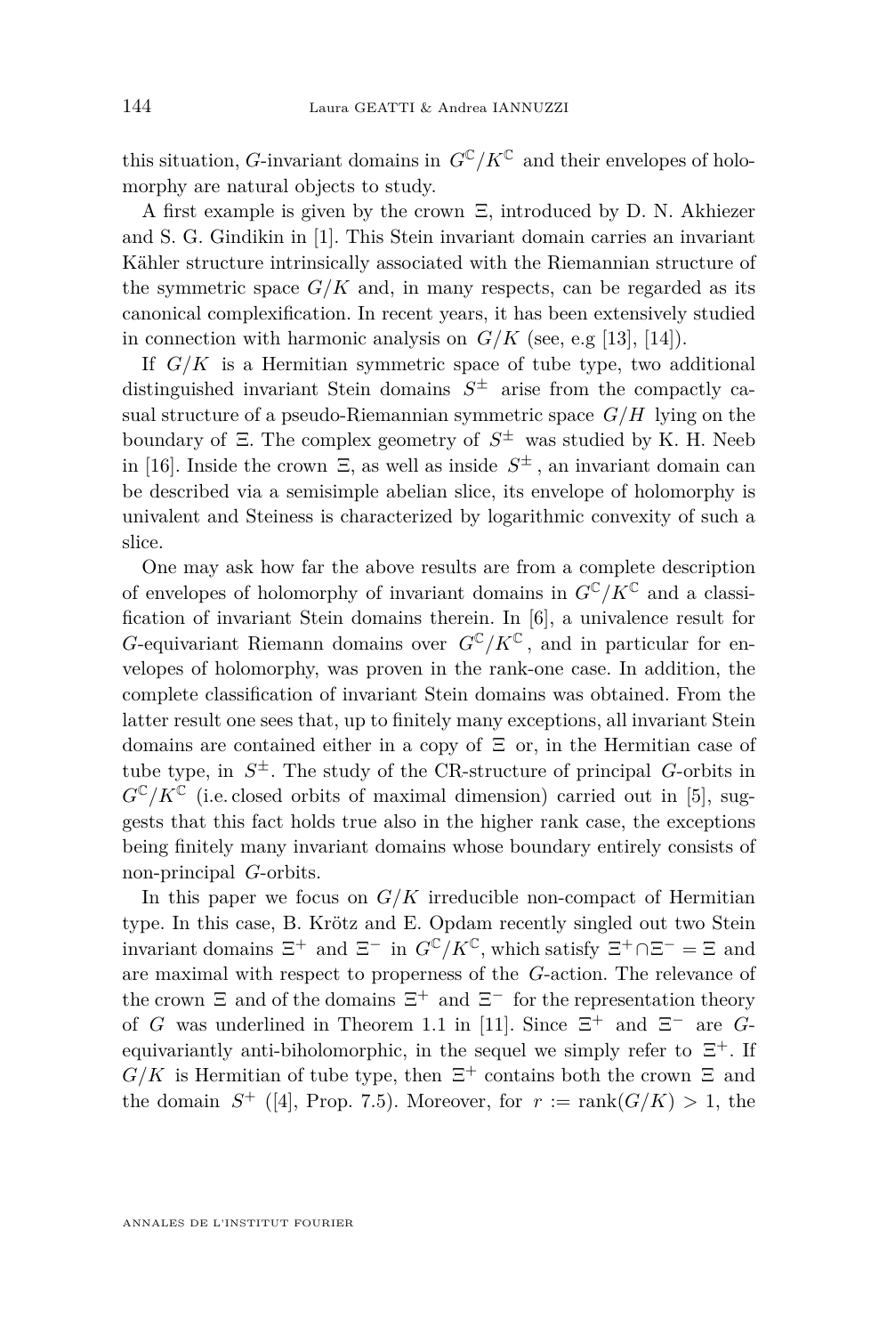this situation, $G$-invariant domains in $G^{\mathbb{C}}/K^{\mathbb{C}}$ and their envelopes of holomorphy are natural objects to study.

A first example is given by the crown $\Xi$, introduced by D. N. Akhiezer and S. G. Gindikin in [1]. This Stein invariant domain carries an invariant Kähler structure intrinsically associated with the Riemannian structure of the symmetric space $G/K$ and, in many respects, can be regarded as its canonical complexification. In recent years, it has been extensively studied in connection with harmonic analysis on $G/K$ (see, e.g [13], [14]).

If $G/K$ is a Hermitian symmetric space of tube type, two additional distinguished invariant Stein domains $S^{\pm}$ arise from the compactly casual structure of a pseudo-Riemannian symmetric space $G/H$ lying on the boundary of $\Xi$. The complex geometry of $S^{\pm}$ was studied by K. H. Neeb in [16]. Inside the crown $\Xi$, as well as inside $S^{\pm}$, an invariant domain can be described via a semisimple abelian slice, its envelope of holomorphy is univalent and Steiness is characterized by logarithmic convexity of such a slice.

One may ask how far the above results are from a complete description of envelopes of holomorphy of invariant domains in $G^{\mathbb{C}}/K^{\mathbb{C}}$ and a classification of invariant Stein domains therein. In [6], a univalence result for $G$-equivariant Riemann domains over $G^{\mathbb{C}}/K^{\mathbb{C}}$, and in particular for envelopes of holomorphy, was proven in the rank-one case. In addition, the complete classification of invariant Stein domains was obtained. From the latter result one sees that, up to finitely many exceptions, all invariant Stein domains are contained either in a copy of $\Xi$ or, in the Hermitian case of tube type, in $S^{\pm}$. The study of the CR-structure of principal $G$-orbits in $G^{\mathbb{C}}/K^{\mathbb{C}}$ (i.e. closed orbits of maximal dimension) carried out in [5], suggests that this fact holds true also in the higher rank case, the exceptions being finitely many invariant domains whose boundary entirely consists of non-principal $G$-orbits.

In this paper we focus on $G/K$ irreducible non-compact of Hermitian type. In this case, B. Krötz and E. Opdam recently singled out two Stein invariant domains $\Xi^+$ and $\Xi^-$ in $G^{\mathbb{C}}/K^{\mathbb{C}}$, which satisfy $\Xi^+ \cap \Xi^- = \Xi$ and are maximal with respect to properness of the $G$-action. The relevance of the crown $\Xi$ and of the domains $\Xi^+$ and $\Xi^-$ for the representation theory of $G$ was underlined in Theorem 1.1 in [11]. Since $\Xi^+$ and $\Xi^-$ are $G$-equivariantly anti-biholomorphic, in the sequel we simply refer to $\Xi^+$. If $G/K$ is Hermitian of tube type, then $\Xi^+$ contains both the crown $\Xi$ and the domain $S^+$ ([4], Prop. 7.5). Moreover, for $r := \mathrm{rank}(G/K) > 1$, the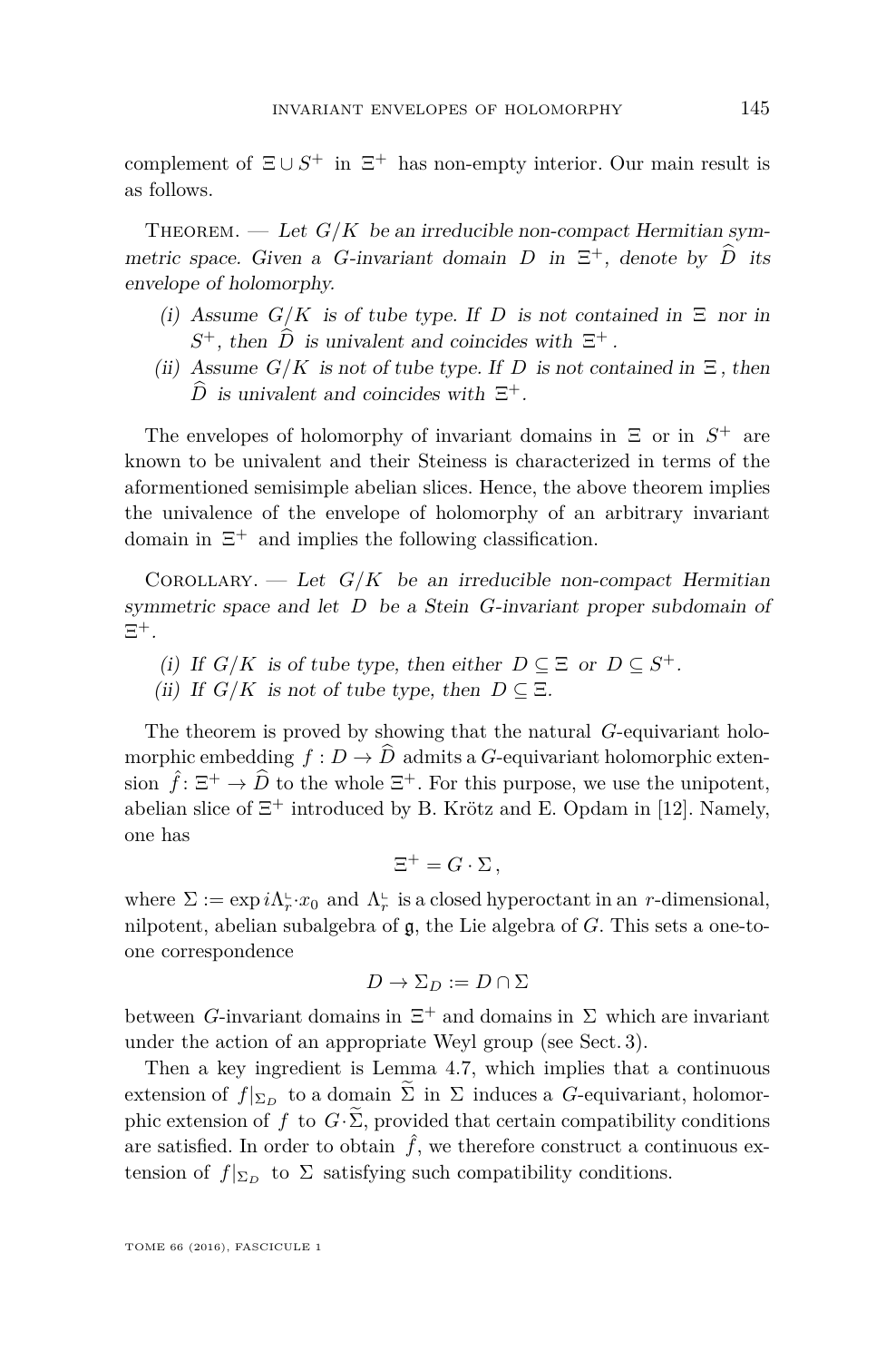complement of $\Xi \cup S^+$ in $\Xi^+$ has non-empty interior. Our main result is as follows.

Theorem. — *Let $G/K$ be an irreducible non-compact Hermitian symmetric space. Given a $G$-invariant domain $D$ in $\Xi^+$, denote by $\widehat{D}$ its envelope of holomorphy.*

- *(i) Assume $G/K$ is of tube type. If $D$ is not contained in $\Xi$ nor in $S^+$, then $\widehat{D}$ is univalent and coincides with $\Xi^+$.*
- *(ii) Assume $G/K$ is not of tube type. If $D$ is not contained in $\Xi$, then $\widehat{D}$ is univalent and coincides with $\Xi^+$.*

The envelopes of holomorphy of invariant domains in $\Xi$ or in $S^+$ are known to be univalent and their Steiness is characterized in terms of the aforementioned semisimple abelian slices. Hence, the above theorem implies the univalence of the envelope of holomorphy of an arbitrary invariant domain in $\Xi^+$ and implies the following classification.

Corollary. — *Let $G/K$ be an irreducible non-compact Hermitian symmetric space and let $D$ be a Stein $G$-invariant proper subdomain of $\Xi^+$.*

- *(i) If $G/K$ is of tube type, then either $D \subseteq \Xi$ or $D \subseteq S^+$.*
- *(ii) If $G/K$ is not of tube type, then $D \subseteq \Xi$.*

The theorem is proved by showing that the natural $G$-equivariant holomorphic embedding $f : D \to \widehat{D}$ admits a $G$-equivariant holomorphic extension $\hat{f} \colon \Xi^+ \to \widehat{D}$ to the whole $\Xi^+$. For this purpose, we use the unipotent, abelian slice of $\Xi^+$ introduced by B. Krötz and E. Opdam in [12]. Namely, one has

$$\Xi^+ = G \cdot \Sigma \,,$$

where $\Sigma := \exp i\Lambda_r^{\llcorner} \cdot x_0$ and $\Lambda_r^{\llcorner}$ is a closed hyperoctant in an $r$-dimensional, nilpotent, abelian subalgebra of $\mathfrak{g}$, the Lie algebra of $G$. This sets a one-to-one correspondence

$$D \to \Sigma_D := D \cap \Sigma$$

between $G$-invariant domains in $\Xi^+$ and domains in $\Sigma$ which are invariant under the action of an appropriate Weyl group (see Sect. 3).

Then a key ingredient is Lemma 4.7, which implies that a continuous extension of $f|_{\Sigma_D}$ to a domain $\widetilde{\Sigma}$ in $\Sigma$ induces a $G$-equivariant, holomorphic extension of $f$ to $G \cdot \widetilde{\Sigma}$, provided that certain compatibility conditions are satisfied. In order to obtain $\hat{f}$, we therefore construct a continuous extension of $f|_{\Sigma_D}$ to $\Sigma$ satisfying such compatibility conditions.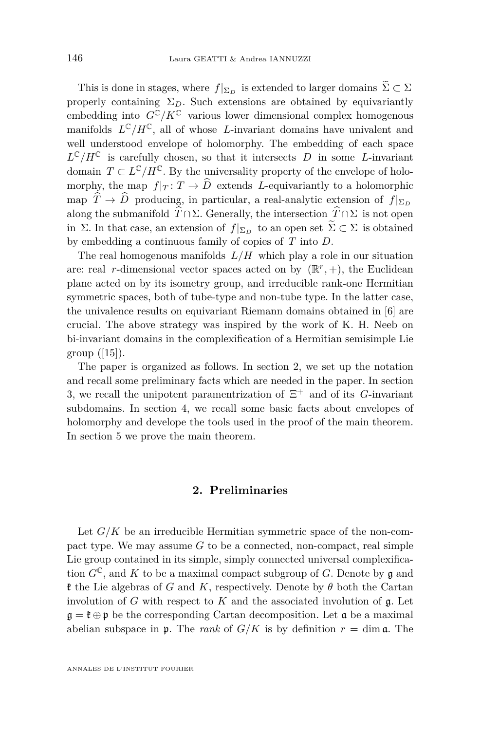This is done in stages, where $f|_{\Sigma_D}$ is extended to larger domains $\widetilde{\Sigma} \subset \Sigma$ properly containing $\Sigma_D$. Such extensions are obtained by equivariantly embedding into $G^{\mathbb{C}}/K^{\mathbb{C}}$ various lower dimensional complex homogenous manifolds $L^{\mathbb{C}}/H^{\mathbb{C}}$, all of whose $L$-invariant domains have univalent and well understood envelope of holomorphy. The embedding of each space $L^{\mathbb{C}}/H^{\mathbb{C}}$ is carefully chosen, so that it intersects $D$ in some $L$-invariant domain $T \subset L^{\mathbb{C}}/H^{\mathbb{C}}$. By the universality property of the envelope of holomorphy, the map $f|_T : T \to \widehat{D}$ extends $L$-equivariantly to a holomorphic map $\widehat{T} \to \widehat{D}$ producing, in particular, a real-analytic extension of $f|_{\Sigma_D}$ along the submanifold $\widehat{T} \cap \Sigma$. Generally, the intersection $\widehat{T} \cap \Sigma$ is not open in $\Sigma$. In that case, an extension of $f|_{\Sigma_D}$ to an open set $\widetilde{\Sigma} \subset \Sigma$ is obtained by embedding a continuous family of copies of $T$ into $D$.

The real homogenous manifolds $L/H$ which play a role in our situation are: real $r$-dimensional vector spaces acted on by $(\mathbb{R}^r, +)$, the Euclidean plane acted on by its isometry group, and irreducible rank-one Hermitian symmetric spaces, both of tube-type and non-tube type. In the latter case, the univalence results on equivariant Riemann domains obtained in [6] are crucial. The above strategy was inspired by the work of K. H. Neeb on bi-invariant domains in the complexification of a Hermitian semisimple Lie group ([15]).

The paper is organized as follows. In section 2, we set up the notation and recall some preliminary facts which are needed in the paper. In section 3, we recall the unipotent paramentrization of $\Xi^+$ and of its $G$-invariant subdomains. In section 4, we recall some basic facts about envelopes of holomorphy and develope the tools used in the proof of the main theorem. In section 5 we prove the main theorem.

## 2. Preliminaries

Let $G/K$ be an irreducible Hermitian symmetric space of the non-compact type. We may assume $G$ to be a connected, non-compact, real simple Lie group contained in its simple, simply connected universal complexification $G^{\mathbb{C}}$, and $K$ to be a maximal compact subgroup of $G$. Denote by $\mathfrak{g}$ and $\mathfrak{k}$ the Lie algebras of $G$ and $K$, respectively. Denote by $\theta$ both the Cartan involution of $G$ with respect to $K$ and the associated involution of $\mathfrak{g}$. Let $\mathfrak{g} = \mathfrak{k} \oplus \mathfrak{p}$ be the corresponding Cartan decomposition. Let $\mathfrak{a}$ be a maximal abelian subspace in $\mathfrak{p}$. The *rank* of $G/K$ is by definition $r = \dim \mathfrak{a}$. The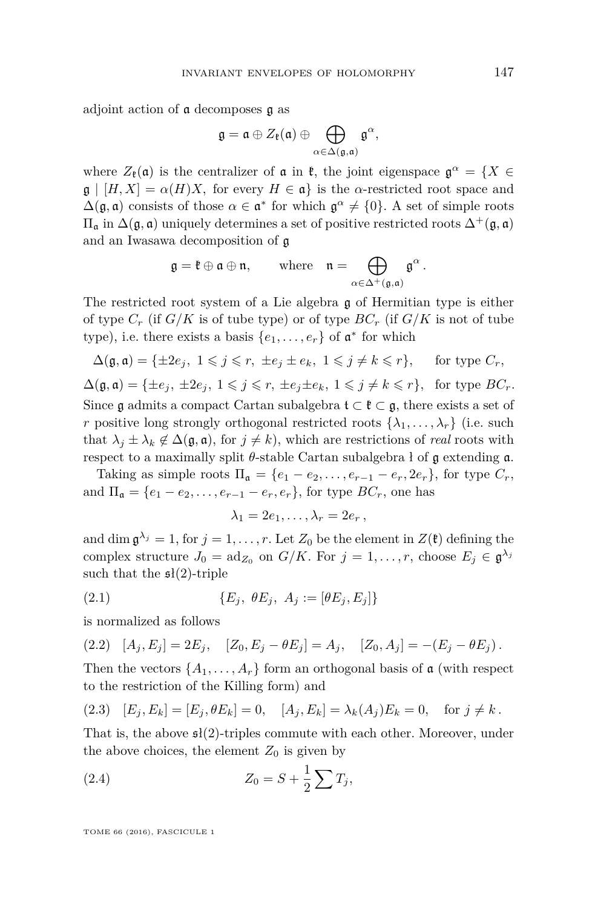adjoint action of $\mathfrak{a}$ decomposes $\mathfrak{g}$ as

$$\mathfrak{g} = \mathfrak{a} \oplus Z_{\mathfrak{k}}(\mathfrak{a}) \oplus \bigoplus_{\alpha \in \Delta(\mathfrak{g},\mathfrak{a})} \mathfrak{g}^{\alpha},$$

where $Z_{\mathfrak{k}}(\mathfrak{a})$ is the centralizer of $\mathfrak{a}$ in $\mathfrak{k}$, the joint eigenspace $\mathfrak{g}^{\alpha} = \{X \in \mathfrak{g} \mid [H, X] = \alpha(H)X, \text{ for every } H \in \mathfrak{a}\}$ is the $\alpha$-restricted root space and $\Delta(\mathfrak{g}, \mathfrak{a})$ consists of those $\alpha \in \mathfrak{a}^*$ for which $\mathfrak{g}^{\alpha} \neq \{0\}$. A set of simple roots $\Pi_{\mathfrak{a}}$ in $\Delta(\mathfrak{g}, \mathfrak{a})$ uniquely determines a set of positive restricted roots $\Delta^+(\mathfrak{g}, \mathfrak{a})$ and an Iwasawa decomposition of $\mathfrak{g}$

$$\mathfrak{g} = \mathfrak{k} \oplus \mathfrak{a} \oplus \mathfrak{n}, \qquad \text{where} \quad \mathfrak{n} = \bigoplus_{\alpha \in \Delta^+(\mathfrak{g},\mathfrak{a})} \mathfrak{g}^{\alpha}.$$

The restricted root system of a Lie algebra $\mathfrak{g}$ of Hermitian type is either of type $C_r$ (if $G/K$ is of tube type) or of type $BC_r$ (if $G/K$ is not of tube type), i.e. there exists a basis $\{e_1, \ldots, e_r\}$ of $\mathfrak{a}^*$ for which

$$\Delta(\mathfrak{g}, \mathfrak{a}) = \{\pm 2e_j,\ 1 \leqslant j \leqslant r,\ \pm e_j \pm e_k,\ 1 \leqslant j \neq k \leqslant r\}, \quad \text{for type } C_r,$$

$$\Delta(\mathfrak{g}, \mathfrak{a}) = \{\pm e_j,\ \pm 2e_j,\ 1 \leqslant j \leqslant r,\ \pm e_j \pm e_k,\ 1 \leqslant j \neq k \leqslant r\}, \quad \text{for type } BC_r.$$

Since $\mathfrak{g}$ admits a compact Cartan subalgebra $\mathfrak{t} \subset \mathfrak{k} \subset \mathfrak{g}$, there exists a set of $r$ positive long strongly orthogonal restricted roots $\{\lambda_1, \ldots, \lambda_r\}$ (i.e. such that $\lambda_j \pm \lambda_k \notin \Delta(\mathfrak{g}, \mathfrak{a})$, for $j \neq k$), which are restrictions of *real* roots with respect to a maximally split $\theta$-stable Cartan subalgebra $\mathfrak{l}$ of $\mathfrak{g}$ extending $\mathfrak{a}$.

Taking as simple roots $\Pi_{\mathfrak{a}} = \{e_1 - e_2, \ldots, e_{r-1} - e_r, 2e_r\}$, for type $C_r$, and $\Pi_{\mathfrak{a}} = \{e_1 - e_2, \ldots, e_{r-1} - e_r, e_r\}$, for type $BC_r$, one has

$$\lambda_1 = 2e_1, \ldots, \lambda_r = 2e_r\,,$$

and $\dim \mathfrak{g}^{\lambda_j} = 1$, for $j = 1, \ldots, r$. Let $Z_0$ be the element in $Z(\mathfrak{k})$ defining the complex structure $J_0 = \operatorname{ad}_{Z_0}$ on $G/K$. For $j = 1, \ldots, r$, choose $E_j \in \mathfrak{g}^{\lambda_j}$ such that the $\mathfrak{sl}(2)$-triple

$$\{E_j,\ \theta E_j,\ A_j := [\theta E_j, E_j]\} \tag{2.1}$$

is normalized as follows

$$[A_j, E_j] = 2E_j, \quad [Z_0, E_j - \theta E_j] = A_j, \quad [Z_0, A_j] = -(E_j - \theta E_j)\,. \tag{2.2}$$

Then the vectors $\{A_1, \ldots, A_r\}$ form an orthogonal basis of $\mathfrak{a}$ (with respect to the restriction of the Killing form) and

$$[E_j, E_k] = [E_j, \theta E_k] = 0, \quad [A_j, E_k] = \lambda_k(A_j)E_k = 0, \quad \text{for } j \neq k\,. \tag{2.3}$$

That is, the above $\mathfrak{sl}(2)$-triples commute with each other. Moreover, under the above choices, the element $Z_0$ is given by

$$Z_0 = S + \frac{1}{2}\sum T_j, \tag{2.4}$$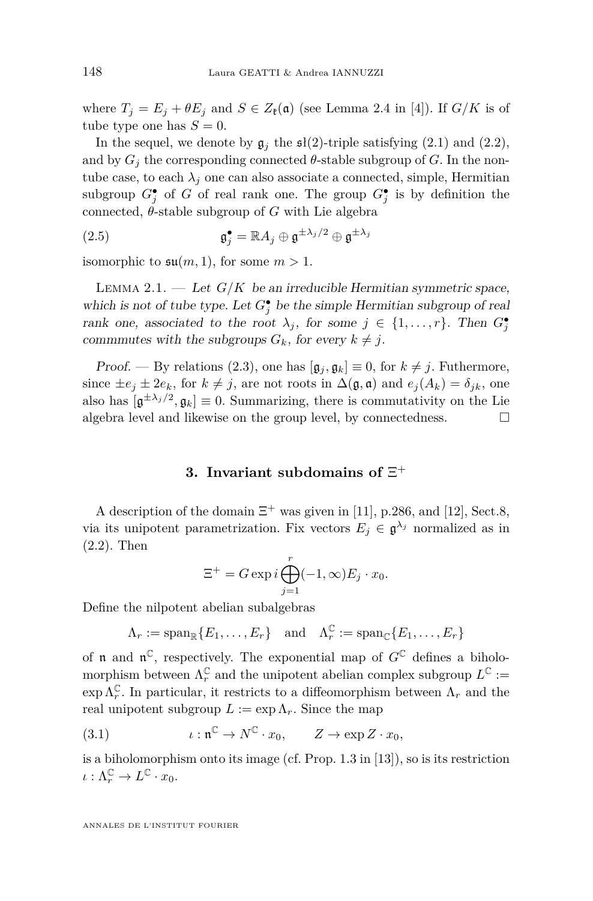where $T_j = E_j + \theta E_j$ and $S \in Z_{\mathfrak{k}}(\mathfrak{a})$ (see Lemma 2.4 in [4]). If $G/K$ is of tube type one has $S = 0$.

In the sequel, we denote by $\mathfrak{g}_j$ the $\mathfrak{sl}(2)$-triple satisfying (2.1) and (2.2), and by $G_j$ the corresponding connected $\theta$-stable subgroup of $G$. In the non-tube case, to each $\lambda_j$ one can also associate a connected, simple, Hermitian subgroup $G_j^\bullet$ of $G$ of real rank one. The group $G_j^\bullet$ is by definition the connected, $\theta$-stable subgroup of $G$ with Lie algebra

$$\mathfrak{g}_j^\bullet = \mathbb{R}A_j \oplus \mathfrak{g}^{\pm\lambda_j/2} \oplus \mathfrak{g}^{\pm\lambda_j} \tag{2.5}$$

isomorphic to $\mathfrak{su}(m,1)$, for some $m > 1$.

Lemma 2.1. — *Let $G/K$ be an irreducible Hermitian symmetric space, which is not of tube type. Let $G_j^\bullet$ be the simple Hermitian subgroup of real rank one, associated to the root $\lambda_j$, for some $j \in \{1,\dots,r\}$. Then $G_j^\bullet$ commmutes with the subgroups $G_k$, for every $k \neq j$.*

*Proof.* — By relations (2.3), one has $[\mathfrak{g}_j, \mathfrak{g}_k] \equiv 0$, for $k \neq j$. Futhermore, since $\pm e_j \pm 2e_k$, for $k \neq j$, are not roots in $\Delta(\mathfrak{g},\mathfrak{a})$ and $e_j(A_k) = \delta_{jk}$, one also has $[\mathfrak{g}^{\pm\lambda_j/2}, \mathfrak{g}_k] \equiv 0$. Summarizing, there is commutativity on the Lie algebra level and likewise on the group level, by connectedness. □

## 3. Invariant subdomains of $\Xi^+$

A description of the domain $\Xi^+$ was given in [11], p.286, and [12], Sect.8, via its unipotent parametrization. Fix vectors $E_j \in \mathfrak{g}^{\lambda_j}$ normalized as in (2.2). Then

$$\Xi^+ = G \exp i \bigoplus_{j=1}^{r} (-1,\infty) E_j \cdot x_0.$$

Define the nilpotent abelian subalgebras

$$\Lambda_r := \mathrm{span}_{\mathbb{R}}\{E_1,\dots,E_r\} \quad \text{and} \quad \Lambda_r^{\mathbb{C}} := \mathrm{span}_{\mathbb{C}}\{E_1,\dots,E_r\}$$

of $\mathfrak{n}$ and $\mathfrak{n}^{\mathbb{C}}$, respectively. The exponential map of $G^{\mathbb{C}}$ defines a biholomorphism between $\Lambda_r^{\mathbb{C}}$ and the unipotent abelian complex subgroup $L^{\mathbb{C}} := \exp \Lambda_r^{\mathbb{C}}$. In particular, it restricts to a diffeomorphism between $\Lambda_r$ and the real unipotent subgroup $L := \exp \Lambda_r$. Since the map

$$\iota : \mathfrak{n}^{\mathbb{C}} \to N^{\mathbb{C}} \cdot x_0, \qquad Z \to \exp Z \cdot x_0, \tag{3.1}$$

is a biholomorphism onto its image (cf. Prop. 1.3 in [13]), so is its restriction $\iota : \Lambda_r^{\mathbb{C}} \to L^{\mathbb{C}} \cdot x_0$.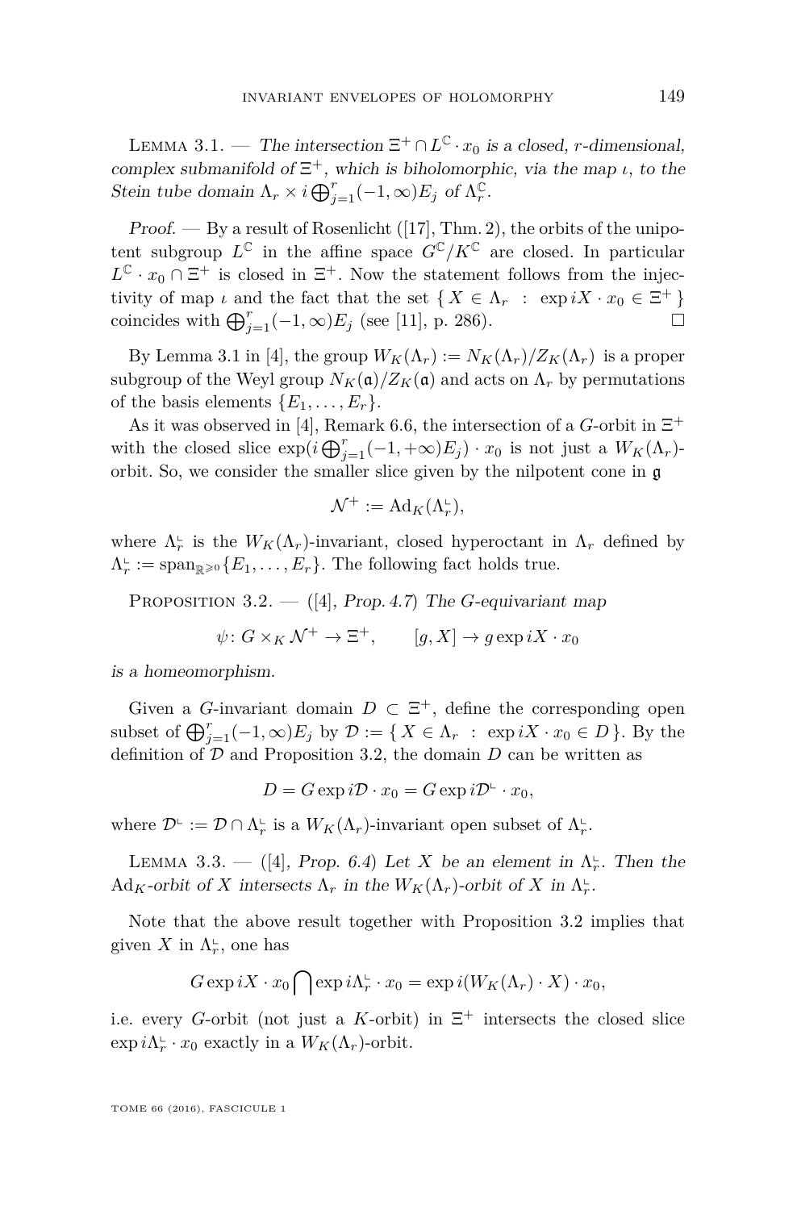Lemma 3.1. — *The intersection $\Xi^+ \cap L^{\mathbb{C}} \cdot x_0$ is a closed, $r$-dimensional, complex submanifold of $\Xi^+$, which is biholomorphic, via the map $\iota$, to the Stein tube domain $\Lambda_r \times i \bigoplus_{j=1}^r (-1,\infty)E_j$ of $\Lambda_r^{\mathbb{C}}$.*

*Proof.* — By a result of Rosenlicht ([17], Thm. 2), the orbits of the unipotent subgroup $L^{\mathbb{C}}$ in the affine space $G^{\mathbb{C}}/K^{\mathbb{C}}$ are closed. In particular $L^{\mathbb{C}} \cdot x_0 \cap \Xi^+$ is closed in $\Xi^+$. Now the statement follows from the injectivity of map $\iota$ and the fact that the set $\{ X \in \Lambda_r \ : \ \exp iX \cdot x_0 \in \Xi^+ \}$ coincides with $\bigoplus_{j=1}^r (-1,\infty)E_j$ (see [11], p. 286). □

By Lemma 3.1 in [4], the group $W_K(\Lambda_r) := N_K(\Lambda_r)/Z_K(\Lambda_r)$ is a proper subgroup of the Weyl group $N_K(\mathfrak{a})/Z_K(\mathfrak{a})$ and acts on $\Lambda_r$ by permutations of the basis elements $\{E_1, \ldots, E_r\}$.

As it was observed in [4], Remark 6.6, the intersection of a $G$-orbit in $\Xi^+$ with the closed slice $\exp(i \bigoplus_{j=1}^r (-1,+\infty)E_j) \cdot x_0$ is not just a $W_K(\Lambda_r)$-orbit. So, we consider the smaller slice given by the nilpotent cone in $\mathfrak{g}$

$$\mathcal{N}^+ := \mathrm{Ad}_K(\Lambda_r^{\llcorner}),$$

where $\Lambda_r^{\llcorner}$ is the $W_K(\Lambda_r)$-invariant, closed hyperoctant in $\Lambda_r$ defined by $\Lambda_r^{\llcorner} := \mathrm{span}_{\mathbb{R}^{\geqslant 0}}\{E_1, \ldots, E_r\}$. The following fact holds true.

Proposition 3.2. — *([4], Prop. 4.7) The $G$-equivariant map*

$$\psi \colon G \times_K \mathcal{N}^+ \to \Xi^+, \qquad [g, X] \to g \exp iX \cdot x_0$$

*is a homeomorphism.*

Given a $G$-invariant domain $D \subset \Xi^+$, define the corresponding open subset of $\bigoplus_{j=1}^r (-1,\infty)E_j$ by $\mathcal{D} := \{ X \in \Lambda_r \ : \ \exp iX \cdot x_0 \in D \}$. By the definition of $\mathcal{D}$ and Proposition 3.2, the domain $D$ can be written as

$$D = G \exp i\mathcal{D} \cdot x_0 = G \exp i\mathcal{D}^{\llcorner} \cdot x_0,$$

where $\mathcal{D}^{\llcorner} := \mathcal{D} \cap \Lambda_r^{\llcorner}$ is a $W_K(\Lambda_r)$-invariant open subset of $\Lambda_r^{\llcorner}$.

Lemma 3.3. — *([4], Prop. 6.4) Let $X$ be an element in $\Lambda_r^{\llcorner}$. Then the $\mathrm{Ad}_K$-orbit of $X$ intersects $\Lambda_r$ in the $W_K(\Lambda_r)$-orbit of $X$ in $\Lambda_r^{\llcorner}$.*

Note that the above result together with Proposition 3.2 implies that given $X$ in $\Lambda_r^{\llcorner}$, one has

$$G \exp iX \cdot x_0 \bigcap \exp i\Lambda_r^{\llcorner} \cdot x_0 = \exp i(W_K(\Lambda_r) \cdot X) \cdot x_0,$$

i.e. every $G$-orbit (not just a $K$-orbit) in $\Xi^+$ intersects the closed slice $\exp i\Lambda_r^{\llcorner} \cdot x_0$ exactly in a $W_K(\Lambda_r)$-orbit.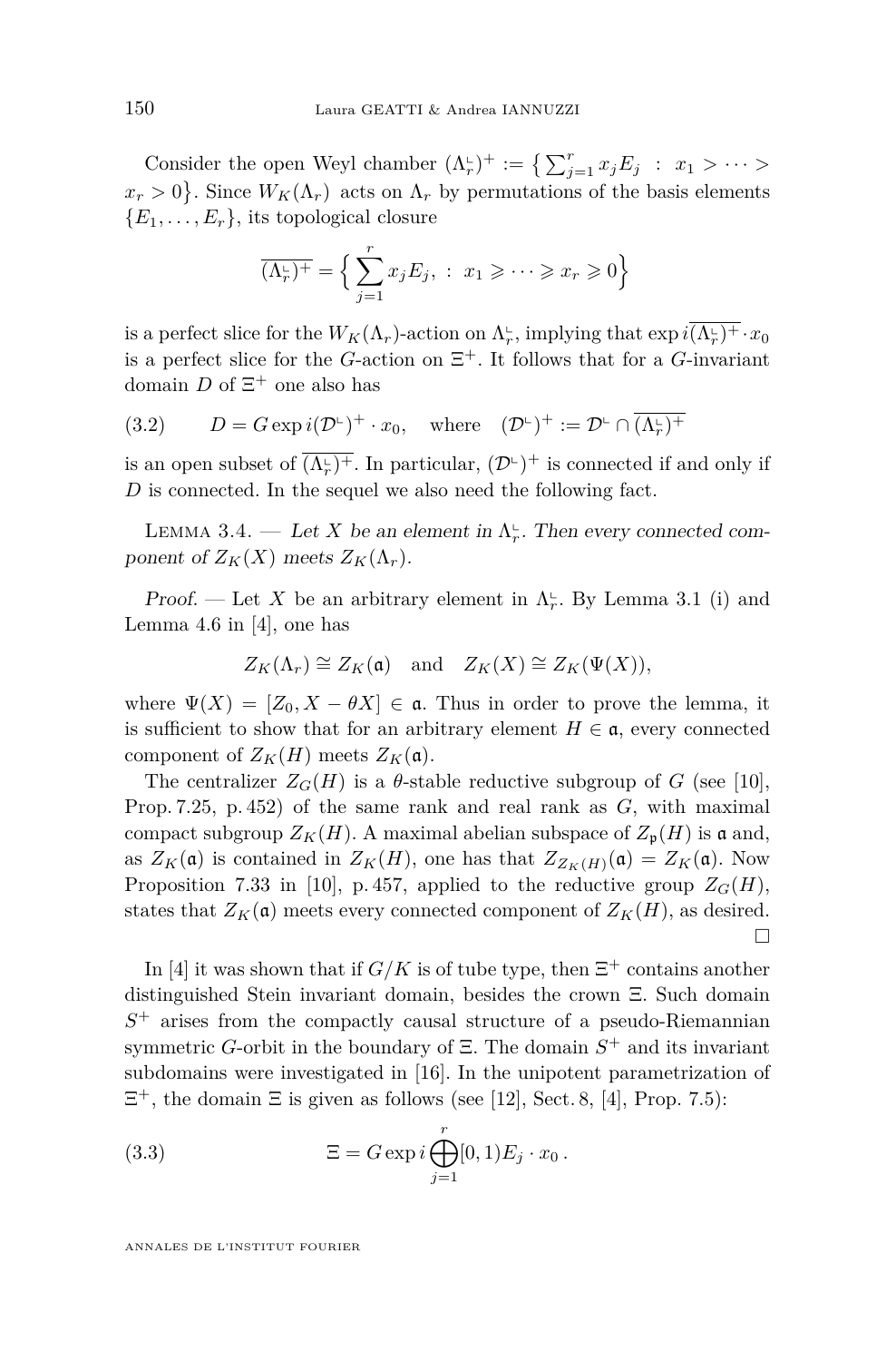Consider the open Weyl chamber $(\Lambda_r^{\llcorner})^+ := \big\{ \sum_{j=1}^r x_j E_j \ : \ x_1 > \cdots > x_r > 0 \big\}$. Since $W_K(\Lambda_r)$ acts on $\Lambda_r$ by permutations of the basis elements $\{E_1, \ldots, E_r\}$, its topological closure

$$\overline{(\Lambda_r^{\llcorner})^+} = \Big\{ \sum_{j=1}^r x_j E_j, \ : \ x_1 \geqslant \cdots \geqslant x_r \geqslant 0 \Big\}$$

is a perfect slice for the $W_K(\Lambda_r)$-action on $\Lambda_r^{\llcorner}$, implying that $\exp i\overline{(\Lambda_r^{\llcorner})^+} \cdot x_0$ is a perfect slice for the $G$-action on $\Xi^+$. It follows that for a $G$-invariant domain $D$ of $\Xi^+$ one also has

$$D = G \exp i(\mathcal{D}^{\llcorner})^+ \cdot x_0, \quad \text{where} \quad (\mathcal{D}^{\llcorner})^+ := \mathcal{D}^{\llcorner} \cap \overline{(\Lambda_r^{\llcorner})^+} \tag{3.2}$$

is an open subset of $\overline{(\Lambda_r^{\llcorner})^+}$. In particular, $(\mathcal{D}^{\llcorner})^+$ is connected if and only if $D$ is connected. In the sequel we also need the following fact.

Lemma 3.4. — *Let $X$ be an element in $\Lambda_r^{\llcorner}$. Then every connected component of $Z_K(X)$ meets $Z_K(\Lambda_r)$.*

*Proof.* — Let $X$ be an arbitrary element in $\Lambda_r^{\llcorner}$. By Lemma 3.1 (i) and Lemma 4.6 in [4], one has

$$Z_K(\Lambda_r) \cong Z_K(\mathfrak{a}) \quad \text{and} \quad Z_K(X) \cong Z_K(\Psi(X)),$$

where $\Psi(X) = [Z_0, X - \theta X] \in \mathfrak{a}$. Thus in order to prove the lemma, it is sufficient to show that for an arbitrary element $H \in \mathfrak{a}$, every connected component of $Z_K(H)$ meets $Z_K(\mathfrak{a})$.

The centralizer $Z_G(H)$ is a $\theta$-stable reductive subgroup of $G$ (see [10], Prop. 7.25, p. 452) of the same rank and real rank as $G$, with maximal compact subgroup $Z_K(H)$. A maximal abelian subspace of $Z_{\mathfrak{p}}(H)$ is $\mathfrak{a}$ and, as $Z_K(\mathfrak{a})$ is contained in $Z_K(H)$, one has that $Z_{Z_K(H)}(\mathfrak{a}) = Z_K(\mathfrak{a})$. Now Proposition 7.33 in [10], p. 457, applied to the reductive group $Z_G(H)$, states that $Z_K(\mathfrak{a})$ meets every connected component of $Z_K(H)$, as desired. □

In [4] it was shown that if $G/K$ is of tube type, then $\Xi^+$ contains another distinguished Stein invariant domain, besides the crown $\Xi$. Such domain $S^+$ arises from the compactly causal structure of a pseudo-Riemannian symmetric $G$-orbit in the boundary of $\Xi$. The domain $S^+$ and its invariant subdomains were investigated in [16]. In the unipotent parametrization of $\Xi^+$, the domain $\Xi$ is given as follows (see [12], Sect. 8, [4], Prop. 7.5):

$$\Xi = G \exp i \bigoplus_{j=1}^r [0,1) E_j \cdot x_0 \,. \tag{3.3}$$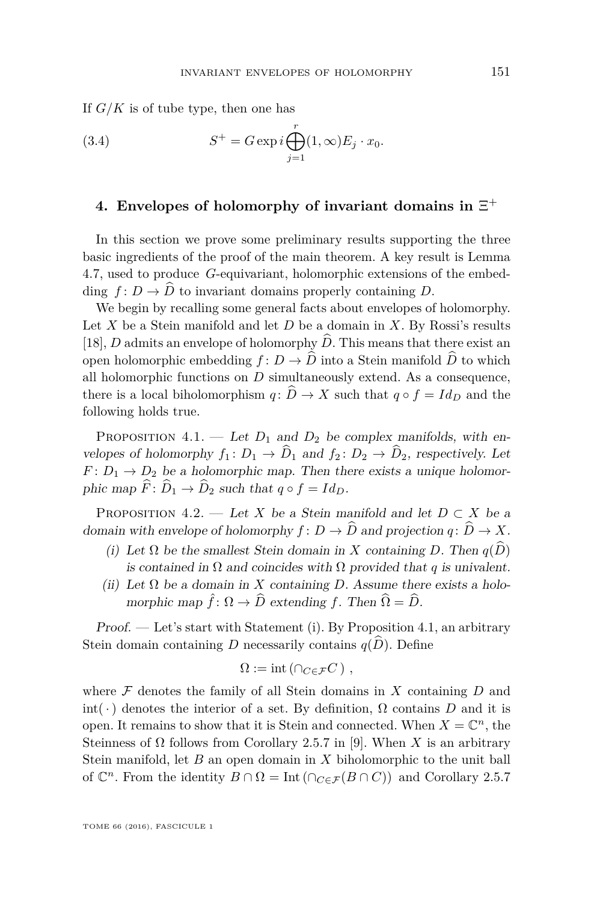If $G/K$ is of tube type, then one has

$$S^+ = G \exp i \bigoplus_{j=1}^{r} (1, \infty) E_j \cdot x_0. \tag{3.4}$$

## 4. Envelopes of holomorphy of invariant domains in $\Xi^+$

In this section we prove some preliminary results supporting the three basic ingredients of the proof of the main theorem. A key result is Lemma 4.7, used to produce $G$-equivariant, holomorphic extensions of the embedding $f\colon D \to \widehat{D}$ to invariant domains properly containing $D$.

We begin by recalling some general facts about envelopes of holomorphy. Let $X$ be a Stein manifold and let $D$ be a domain in $X$. By Rossi's results [18], $D$ admits an envelope of holomorphy $\widehat{D}$. This means that there exist an open holomorphic embedding $f\colon D \to \widehat{D}$ into a Stein manifold $\widehat{D}$ to which all holomorphic functions on $D$ simultaneously extend. As a consequence, there is a local biholomorphism $q\colon \widehat{D} \to X$ such that $q \circ f = Id_D$ and the following holds true.

Proposition 4.1. — *Let $D_1$ and $D_2$ be complex manifolds, with envelopes of holomorphy $f_1\colon D_1 \to \widehat{D}_1$ and $f_2\colon D_2 \to \widehat{D}_2$, respectively. Let $F\colon D_1 \to D_2$ be a holomorphic map. Then there exists a unique holomorphic map $\widehat{F}\colon \widehat{D}_1 \to \widehat{D}_2$ such that $q \circ f = Id_D$.*

Proposition 4.2. — *Let $X$ be a Stein manifold and let $D \subset X$ be a domain with envelope of holomorphy $f\colon D \to \widehat{D}$ and projection $q\colon \widehat{D} \to X$.*

(i) *Let $\Omega$ be the smallest Stein domain in $X$ containing $D$. Then $q(\widehat{D})$ is contained in $\Omega$ and coincides with $\Omega$ provided that $q$ is univalent.*

(ii) *Let $\Omega$ be a domain in $X$ containing $D$. Assume there exists a holomorphic map $\hat{f}\colon \Omega \to \widehat{D}$ extending $f$. Then $\widehat{\Omega} = \widehat{D}$.*

*Proof.* — Let's start with Statement (i). By Proposition 4.1, an arbitrary Stein domain containing $D$ necessarily contains $q(\widehat{D})$. Define

$$\Omega := \operatorname{int}\left(\cap_{C \in \mathcal{F}} C\right),$$

where $\mathcal{F}$ denotes the family of all Stein domains in $X$ containing $D$ and $\operatorname{int}(\,\cdot\,)$ denotes the interior of a set. By definition, $\Omega$ contains $D$ and it is open. It remains to show that it is Stein and connected. When $X = \mathbb{C}^n$, the Steinness of $\Omega$ follows from Corollary 2.5.7 in [9]. When $X$ is an arbitrary Stein manifold, let $B$ an open domain in $X$ biholomorphic to the unit ball of $\mathbb{C}^n$. From the identity $B \cap \Omega = \operatorname{Int}\left(\cap_{C \in \mathcal{F}}(B \cap C)\right)$ and Corollary 2.5.7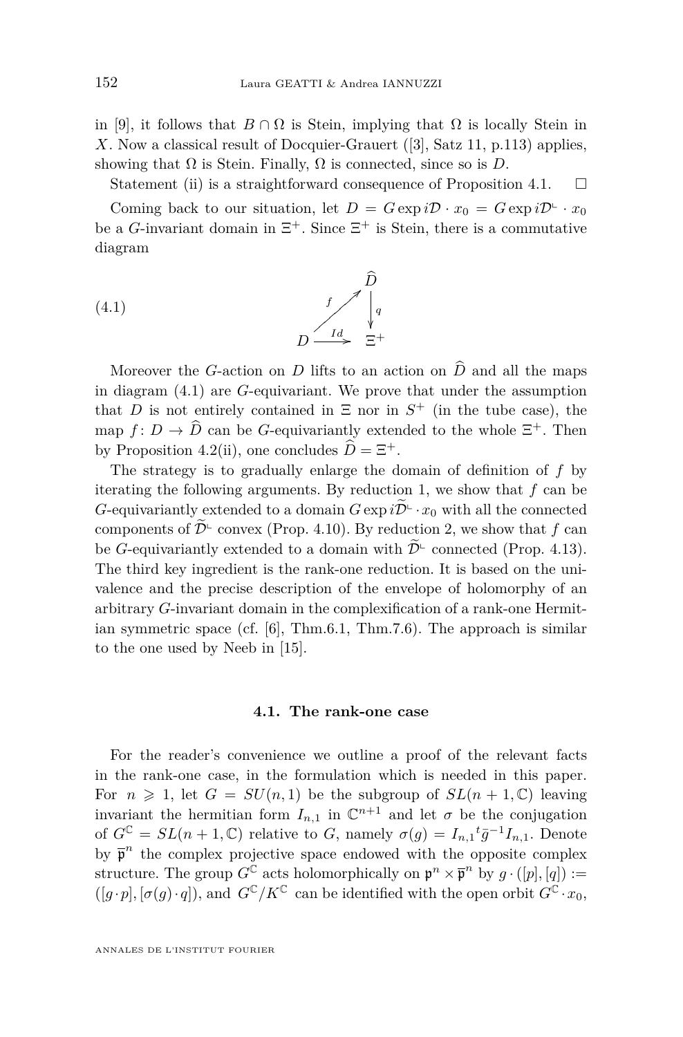in [9], it follows that $B \cap \Omega$ is Stein, implying that $\Omega$ is locally Stein in $X$. Now a classical result of Docquier-Grauert ([3], Satz 11, p.113) applies, showing that $\Omega$ is Stein. Finally, $\Omega$ is connected, since so is $D$.

Statement (ii) is a straightforward consequence of Proposition 4.1. $\square$

Coming back to our situation, let $D = G \exp i\mathcal{D} \cdot x_0 = G \exp i\mathcal{D}^{\llcorner} \cdot x_0$ be a $G$-invariant domain in $\Xi^+$. Since $\Xi^+$ is Stein, there is a commutative diagram

$$
\begin{array}{ccc}
 & & \widehat{D} \\
 & \overset{f}{\nearrow} & \downarrow q \\
D & \xrightarrow{Id} & \Xi^+
\end{array}
\tag{4.1}
$$

Moreover the $G$-action on $D$ lifts to an action on $\widehat{D}$ and all the maps in diagram (4.1) are $G$-equivariant. We prove that under the assumption that $D$ is not entirely contained in $\Xi$ nor in $S^+$ (in the tube case), the map $f \colon D \to \widehat{D}$ can be $G$-equivariantly extended to the whole $\Xi^+$. Then by Proposition 4.2(ii), one concludes $\widehat{D} = \Xi^+$.

The strategy is to gradually enlarge the domain of definition of $f$ by iterating the following arguments. By reduction 1, we show that $f$ can be $G$-equivariantly extended to a domain $G \exp i\widetilde{\mathcal{D}}^{\llcorner} \cdot x_0$ with all the connected components of $\widetilde{\mathcal{D}}^{\llcorner}$ convex (Prop. 4.10). By reduction 2, we show that $f$ can be $G$-equivariantly extended to a domain with $\widetilde{\mathcal{D}}^{\llcorner}$ connected (Prop. 4.13). The third key ingredient is the rank-one reduction. It is based on the univalence and the precise description of the envelope of holomorphy of an arbitrary $G$-invariant domain in the complexification of a rank-one Hermitian symmetric space (cf. [6], Thm.6.1, Thm.7.6). The approach is similar to the one used by Neeb in [15].

### 4.1. The rank-one case

For the reader's convenience we outline a proof of the relevant facts in the rank-one case, in the formulation which is needed in this paper. For $n \geqslant 1$, let $G = SU(n,1)$ be the subgroup of $SL(n+1,\mathbb{C})$ leaving invariant the hermitian form $I_{n,1}$ in $\mathbb{C}^{n+1}$ and let $\sigma$ be the conjugation of $G^{\mathbb{C}} = SL(n+1,\mathbb{C})$ relative to $G$, namely $\sigma(g) = I_{n,1}{}^t\bar{g}^{-1}I_{n,1}$. Denote by $\overline{\mathfrak{p}}^n$ the complex projective space endowed with the opposite complex structure. The group $G^{\mathbb{C}}$ acts holomorphically on $\mathfrak{p}^n \times \overline{\mathfrak{p}}^n$ by $g \cdot ([p],[q]) := ([g \cdot p], [\sigma(g) \cdot q])$, and $G^{\mathbb{C}}/K^{\mathbb{C}}$ can be identified with the open orbit $G^{\mathbb{C}} \cdot x_0$,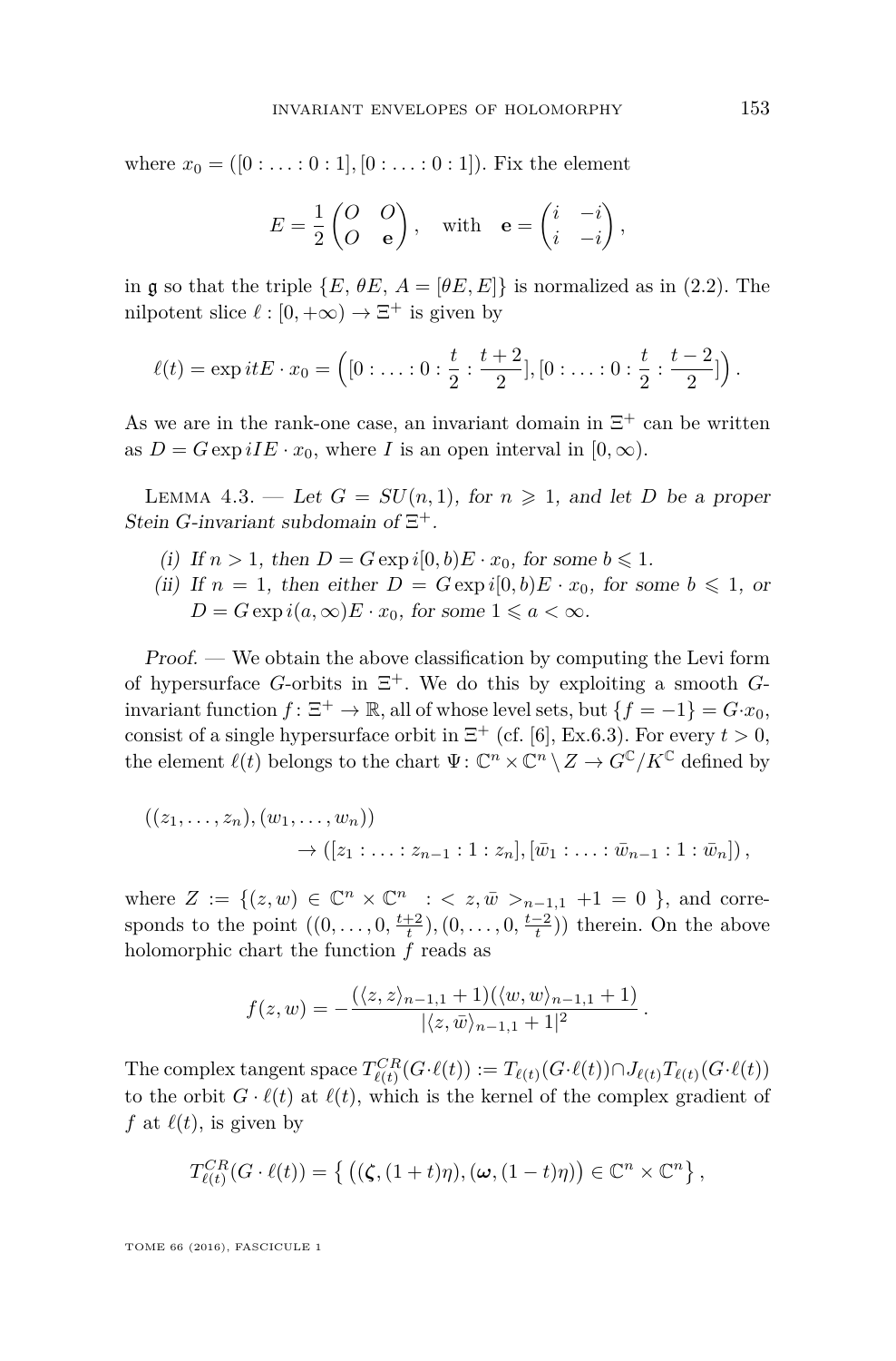where $x_0 = ([0 : \ldots : 0 : 1], [0 : \ldots : 0 : 1])$. Fix the element

$$E = \frac{1}{2}\begin{pmatrix} O & O \\ O & \mathbf{e} \end{pmatrix}, \quad \text{with} \quad \mathbf{e} = \begin{pmatrix} i & -i \\ i & -i \end{pmatrix},$$

in $\mathfrak{g}$ so that the triple $\{E, \theta E, A = [\theta E, E]\}$ is normalized as in (2.2). The nilpotent slice $\ell : [0, +\infty) \to \Xi^+$ is given by

$$\ell(t) = \exp itE \cdot x_0 = \Big([0 : \ldots : 0 : \frac{t}{2} : \frac{t+2}{2}], [0 : \ldots : 0 : \frac{t}{2} : \frac{t-2}{2}]\Big).$$

As we are in the rank-one case, an invariant domain in $\Xi^+$ can be written as $D = G \exp iIE \cdot x_0$, where $I$ is an open interval in $[0, \infty)$.

Lemma 4.3. — *Let $G = SU(n, 1)$, for $n \geqslant 1$, and let $D$ be a proper Stein $G$-invariant subdomain of $\Xi^+$.*

(i) *If $n > 1$, then $D = G \exp i[0, b)E \cdot x_0$, for some $b \leqslant 1$.*
(ii) *If $n = 1$, then either $D = G \exp i[0, b)E \cdot x_0$, for some $b \leqslant 1$, or $D = G \exp i(a, \infty)E \cdot x_0$, for some $1 \leqslant a < \infty$.*

*Proof.* — We obtain the above classification by computing the Levi form of hypersurface $G$-orbits in $\Xi^+$. We do this by exploiting a smooth $G$-invariant function $f : \Xi^+ \to \mathbb{R}$, all of whose level sets, but $\{f = -1\} = G \cdot x_0$, consist of a single hypersurface orbit in $\Xi^+$ (cf. [6], Ex.6.3). For every $t > 0$, the element $\ell(t)$ belongs to the chart $\Psi : \mathbb{C}^n \times \mathbb{C}^n \setminus Z \to G^{\mathbb{C}}/K^{\mathbb{C}}$ defined by

$$\begin{aligned} &((z_1, \ldots, z_n), (w_1, \ldots, w_n)) \\ &\qquad\qquad \to ([z_1 : \ldots : z_{n-1} : 1 : z_n], [\bar{w}_1 : \ldots : \bar{w}_{n-1} : 1 : \bar{w}_n]), \end{aligned}$$

where $Z := \{(z, w) \in \mathbb{C}^n \times \mathbb{C}^n \ : < z, \bar{w} >_{n-1,1} +1 = 0 \}$, and corresponds to the point $((0, \ldots, 0, \frac{t+2}{t}), (0, \ldots, 0, \frac{t-2}{t}))$ therein. On the above holomorphic chart the function $f$ reads as

$$f(z, w) = -\frac{(\langle z, z\rangle_{n-1,1} + 1)(\langle w, w\rangle_{n-1,1} + 1)}{|\langle z, \bar{w}\rangle_{n-1,1} + 1|^2}.$$

The complex tangent space $T^{CR}_{\ell(t)}(G \cdot \ell(t)) := T_{\ell(t)}(G \cdot \ell(t)) \cap J_{\ell(t)} T_{\ell(t)}(G \cdot \ell(t))$ to the orbit $G \cdot \ell(t)$ at $\ell(t)$, which is the kernel of the complex gradient of $f$ at $\ell(t)$, is given by

$$T^{CR}_{\ell(t)}(G \cdot \ell(t)) = \big\{ \big((\boldsymbol{\zeta}, (1+t)\eta), (\boldsymbol{\omega}, (1-t)\eta)\big) \in \mathbb{C}^n \times \mathbb{C}^n \big\},$$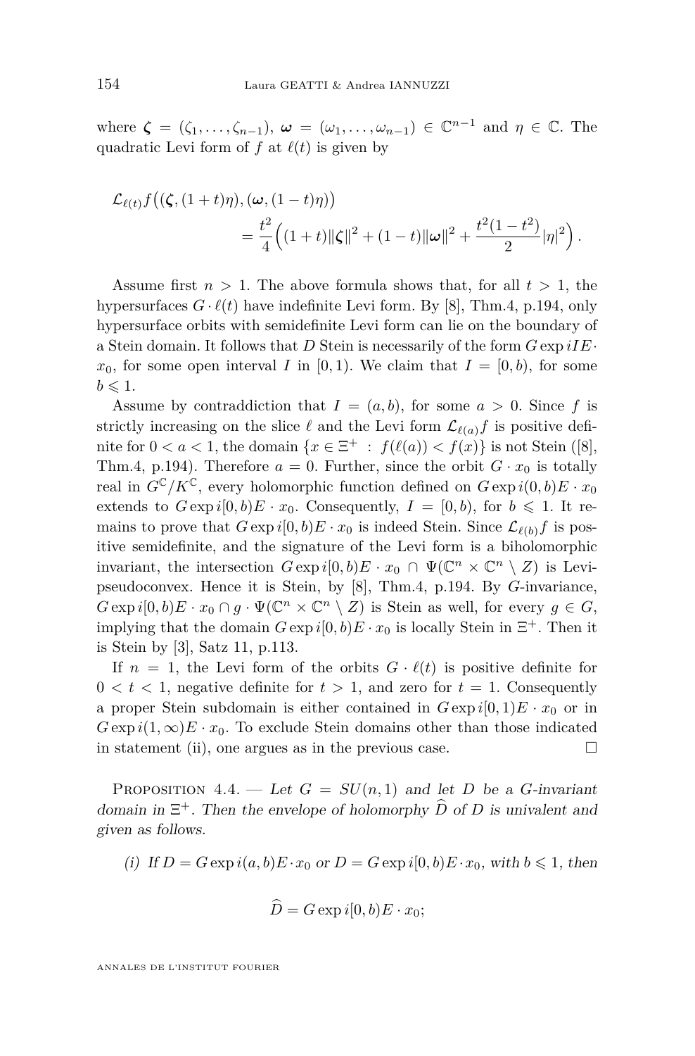where $\boldsymbol{\zeta} = (\zeta_1, \ldots, \zeta_{n-1})$, $\boldsymbol{\omega} = (\omega_1, \ldots, \omega_{n-1}) \in \mathbb{C}^{n-1}$ and $\eta \in \mathbb{C}$. The quadratic Levi form of $f$ at $\ell(t)$ is given by

$$\mathcal{L}_{\ell(t)} f\big((\boldsymbol{\zeta}, (1+t)\eta), (\boldsymbol{\omega}, (1-t)\eta)\big) = \frac{t^2}{4}\Big((1+t)\|\boldsymbol{\zeta}\|^2 + (1-t)\|\boldsymbol{\omega}\|^2 + \frac{t^2(1-t^2)}{2}|\eta|^2\Big).$$

Assume first $n > 1$. The above formula shows that, for all $t > 1$, the hypersurfaces $G \cdot \ell(t)$ have indefinite Levi form. By [8], Thm.4, p.194, only hypersurface orbits with semidefinite Levi form can lie on the boundary of a Stein domain. It follows that $D$ Stein is necessarily of the form $G \exp iIE \cdot x_0$, for some open interval $I$ in $[0,1)$. We claim that $I = [0,b)$, for some $b \leqslant 1$.

Assume by contraddiction that $I = (a,b)$, for some $a > 0$. Since $f$ is strictly increasing on the slice $\ell$ and the Levi form $\mathcal{L}_{\ell(a)} f$ is positive definite for $0 < a < 1$, the domain $\{x \in \Xi^+ \ : \ f(\ell(a)) < f(x)\}$ is not Stein ([8], Thm.4, p.194). Therefore $a = 0$. Further, since the orbit $G \cdot x_0$ is totally real in $G^{\mathbb{C}}/K^{\mathbb{C}}$, every holomorphic function defined on $G \exp i(0,b)E \cdot x_0$ extends to $G \exp i[0,b)E \cdot x_0$. Consequently, $I = [0,b)$, for $b \leqslant 1$. It remains to prove that $G \exp i[0,b)E \cdot x_0$ is indeed Stein. Since $\mathcal{L}_{\ell(b)} f$ is positive semidefinite, and the signature of the Levi form is a biholomorphic invariant, the intersection $G \exp i[0,b)E \cdot x_0 \cap \Psi(\mathbb{C}^n \times \mathbb{C}^n \setminus Z)$ is Levi-pseudoconvex. Hence it is Stein, by [8], Thm.4, p.194. By $G$-invariance, $G \exp i[0,b)E \cdot x_0 \cap g \cdot \Psi(\mathbb{C}^n \times \mathbb{C}^n \setminus Z)$ is Stein as well, for every $g \in G$, implying that the domain $G \exp i[0,b)E \cdot x_0$ is locally Stein in $\Xi^+$. Then it is Stein by [3], Satz 11, p.113.

If $n = 1$, the Levi form of the orbits $G \cdot \ell(t)$ is positive definite for $0 < t < 1$, negative definite for $t > 1$, and zero for $t = 1$. Consequently a proper Stein subdomain is either contained in $G \exp i[0,1)E \cdot x_0$ or in $G \exp i(1,\infty)E \cdot x_0$. To exclude Stein domains other than those indicated in statement (ii), one argues as in the previous case. $\square$

Proposition 4.4. — *Let $G = SU(n,1)$ and let $D$ be a $G$-invariant domain in $\Xi^+$. Then the envelope of holomorphy $\widehat{D}$ of $D$ is univalent and given as follows.*

(i) *If $D = G \exp i(a,b)E \cdot x_0$ or $D = G \exp i[0,b)E \cdot x_0$, with $b \leqslant 1$, then*

$$\widehat{D} = G \exp i[0,b)E \cdot x_0;$$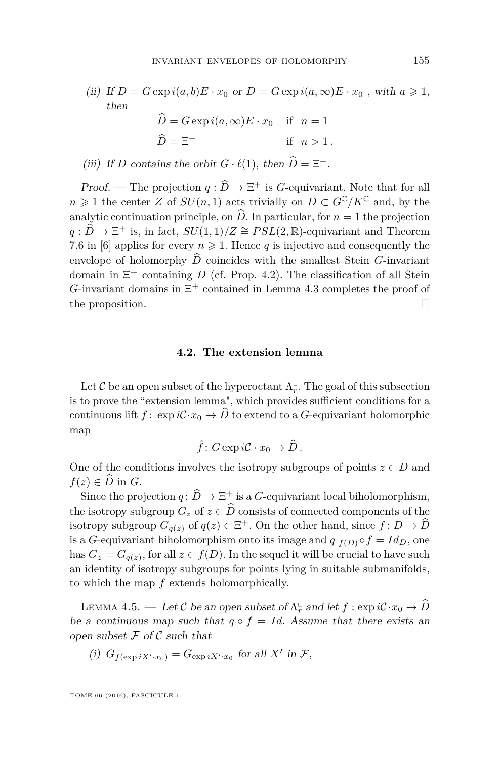*(ii) If $D = G \exp i(a,b)E \cdot x_0$ or $D = G \exp i(a,\infty)E \cdot x_0$ , with $a \geqslant 1$, then*

$$\widehat{D} = G \exp i(a,\infty)E \cdot x_0 \quad \text{if} \quad n = 1$$

$$\widehat{D} = \Xi^+ \qquad\qquad\qquad \text{if} \quad n > 1\,.$$

*(iii) If $D$ contains the orbit $G \cdot \ell(1)$, then $\widehat{D} = \Xi^+$.*

*Proof.* — The projection $q : \widehat{D} \to \Xi^+$ is $G$-equivariant. Note that for all $n \geqslant 1$ the center $Z$ of $SU(n,1)$ acts trivially on $D \subset G^{\mathbb{C}}/K^{\mathbb{C}}$ and, by the analytic continuation principle, on $\widehat{D}$. In particular, for $n = 1$ the projection $q : \widehat{D} \to \Xi^+$ is, in fact, $SU(1,1)/Z \cong PSL(2,\mathbb{R})$-equivariant and Theorem 7.6 in [6] applies for every $n \geqslant 1$. Hence $q$ is injective and consequently the envelope of holomorphy $\widehat{D}$ coincides with the smallest Stein $G$-invariant domain in $\Xi^+$ containing $D$ (cf. Prop. 4.2). The classification of all Stein $G$-invariant domains in $\Xi^+$ contained in Lemma 4.3 completes the proof of the proposition. □

### 4.2. The extension lemma

Let $\mathcal{C}$ be an open subset of the hyperoctant $\Lambda_r^{\llcorner}$. The goal of this subsection is to prove the "extension lemma", which provides sufficient conditions for a continuous lift $f\colon \exp i\mathcal{C}\cdot x_0 \to \widehat{D}$ to extend to a $G$-equivariant holomorphic map

$$\hat{f}\colon G \exp i\mathcal{C} \cdot x_0 \to \widehat{D}\,.$$

One of the conditions involves the isotropy subgroups of points $z \in D$ and $f(z) \in \widehat{D}$ in $G$.

Since the projection $q\colon \widehat{D} \to \Xi^+$ is a $G$-equivariant local biholomorphism, the isotropy subgroup $G_z$ of $z \in \widehat{D}$ consists of connected components of the isotropy subgroup $G_{q(z)}$ of $q(z) \in \Xi^+$. On the other hand, since $f\colon D \to \widehat{D}$ is a $G$-equivariant biholomorphism onto its image and $q|_{f(D)} \circ f = Id_D$, one has $G_z = G_{q(z)}$, for all $z \in f(D)$. In the sequel it will be crucial to have such an identity of isotropy subgroups for points lying in suitable submanifolds, to which the map $f$ extends holomorphically.

Lemma 4.5. — *Let $\mathcal{C}$ be an open subset of $\Lambda_r^{\llcorner}$ and let $f : \exp i\mathcal{C}\cdot x_0 \to \widehat{D}$ be a continuous map such that $q \circ f = Id$. Assume that there exists an open subset $\mathcal{F}$ of $\mathcal{C}$ such that*

*(i) $G_{f(\exp iX'\cdot x_0)} = G_{\exp iX'\cdot x_0}$ for all $X'$ in $\mathcal{F}$,*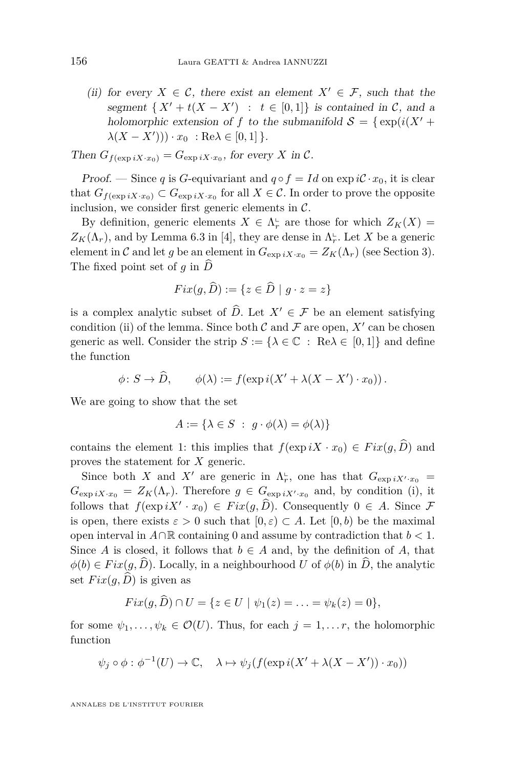*(ii) for every $X \in \mathcal{C}$, there exist an element $X' \in \mathcal{F}$, such that the segment $\{ X' + t(X - X') \ : \ t \in [0,1]\}$ is contained in $\mathcal{C}$, and a holomorphic extension of $f$ to the submanifold $\mathcal{S} = \{ \exp(i(X' + \lambda(X - X'))) \cdot x_0 \ : \mathrm{Re}\lambda \in [0,1] \}$.*

*Then $G_{f(\exp iX \cdot x_0)} = G_{\exp iX \cdot x_0}$, for every $X$ in $\mathcal{C}$.*

*Proof.* — Since $q$ is $G$-equivariant and $q \circ f = Id$ on $\exp i\mathcal{C} \cdot x_0$, it is clear that $G_{f(\exp iX \cdot x_0)} \subset G_{\exp iX \cdot x_0}$ for all $X \in \mathcal{C}$. In order to prove the opposite inclusion, we consider first generic elements in $\mathcal{C}$.

By definition, generic elements $X \in \Lambda_r^{\llcorner}$ are those for which $Z_K(X) = Z_K(\Lambda_r)$, and by Lemma 6.3 in [4], they are dense in $\Lambda_r^{\llcorner}$. Let $X$ be a generic element in $\mathcal{C}$ and let $g$ be an element in $G_{\exp iX \cdot x_0} = Z_K(\Lambda_r)$ (see Section 3). The fixed point set of $g$ in $\widehat{D}$

$$Fix(g, \widehat{D}) := \{z \in \widehat{D} \mid g \cdot z = z\}$$

is a complex analytic subset of $\widehat{D}$. Let $X' \in \mathcal{F}$ be an element satisfying condition (ii) of the lemma. Since both $\mathcal{C}$ and $\mathcal{F}$ are open, $X'$ can be chosen generic as well. Consider the strip $S := \{\lambda \in \mathbb{C} \ : \ \mathrm{Re}\lambda \in [0,1]\}$ and define the function

$$\phi \colon S \to \widehat{D}, \qquad \phi(\lambda) := f(\exp i(X' + \lambda(X - X') \cdot x_0))\,.$$

We are going to show that the set

$$A := \{\lambda \in S \ : \ g \cdot \phi(\lambda) = \phi(\lambda)\}$$

contains the element 1: this implies that $f(\exp iX \cdot x_0) \in Fix(g, \widehat{D})$ and proves the statement for $X$ generic.

Since both $X$ and $X'$ are generic in $\Lambda_r^{\llcorner}$, one has that $G_{\exp iX' \cdot x_0} = G_{\exp iX \cdot x_0} = Z_K(\Lambda_r)$. Therefore $g \in G_{\exp iX' \cdot x_0}$ and, by condition (i), it follows that $f(\exp iX' \cdot x_0) \in Fix(g, \widehat{D})$. Consequently $0 \in A$. Since $\mathcal{F}$ is open, there exists $\varepsilon > 0$ such that $[0, \varepsilon) \subset A$. Let $[0, b)$ be the maximal open interval in $A \cap \mathbb{R}$ containing 0 and assume by contradiction that $b < 1$. Since $A$ is closed, it follows that $b \in A$ and, by the definition of $A$, that $\phi(b) \in Fix(g, \widehat{D})$. Locally, in a neighbourhood $U$ of $\phi(b)$ in $\widehat{D}$, the analytic set $Fix(g, \widehat{D})$ is given as

$$Fix(g, \widehat{D}) \cap U = \{z \in U \mid \psi_1(z) = \ldots = \psi_k(z) = 0\},$$

for some $\psi_1, \ldots, \psi_k \in \mathcal{O}(U)$. Thus, for each $j = 1, \ldots r$, the holomorphic function

$$\psi_j \circ \phi : \phi^{-1}(U) \to \mathbb{C}, \quad \lambda \mapsto \psi_j(f(\exp i(X' + \lambda(X - X')) \cdot x_0))$$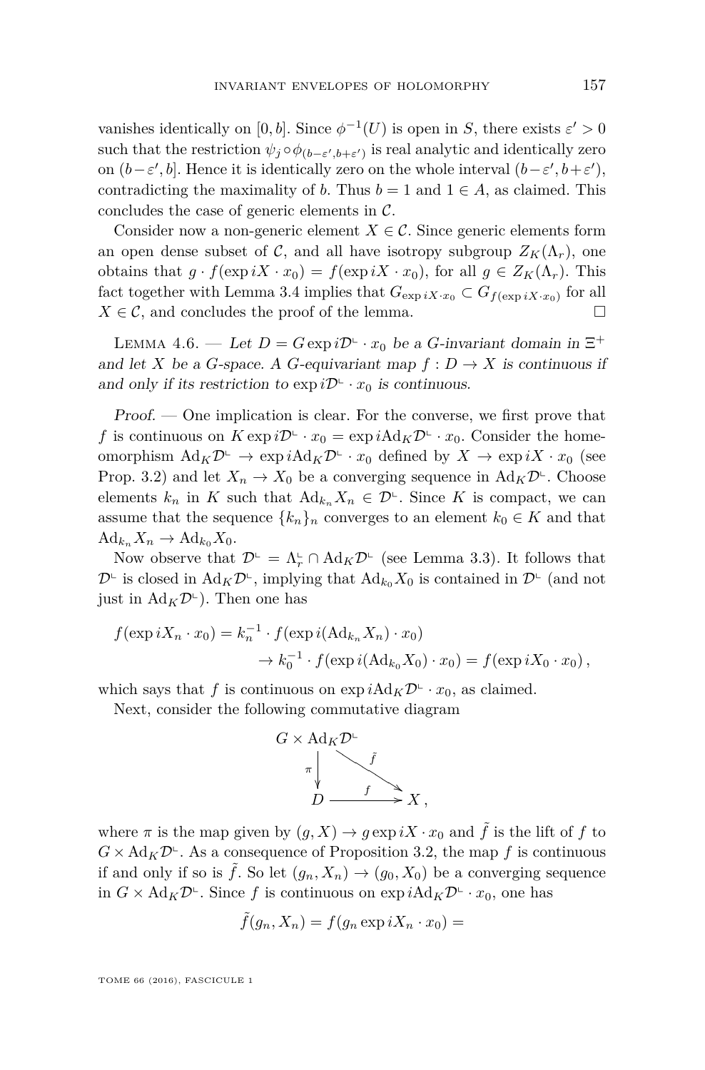vanishes identically on $[0,b]$. Since $\phi^{-1}(U)$ is open in $S$, there exists $\varepsilon'>0$ such that the restriction $\psi_j \circ \phi_{(b-\varepsilon', b+\varepsilon')}$ is real analytic and identically zero on $(b-\varepsilon', b]$. Hence it is identically zero on the whole interval $(b-\varepsilon', b+\varepsilon')$, contradicting the maximality of $b$. Thus $b=1$ and $1\in A$, as claimed. This concludes the case of generic elements in $\mathcal{C}$.

Consider now a non-generic element $X\in\mathcal{C}$. Since generic elements form an open dense subset of $\mathcal{C}$, and all have isotropy subgroup $Z_K(\Lambda_r)$, one obtains that $g\cdot f(\exp iX\cdot x_0)=f(\exp iX\cdot x_0)$, for all $g\in Z_K(\Lambda_r)$. This fact together with Lemma 3.4 implies that $G_{\exp iX\cdot x_0}\subset G_{f(\exp iX\cdot x_0)}$ for all $X\in\mathcal{C}$, and concludes the proof of the lemma. □

Lemma 4.6. — *Let $D=G\exp i\mathcal{D}^{\llcorner}\cdot x_0$ be a $G$-invariant domain in $\Xi^+$ and let $X$ be a $G$-space. A $G$-equivariant map $f: D\to X$ is continuous if and only if its restriction to $\exp i\mathcal{D}^{\llcorner}\cdot x_0$ is continuous.*

*Proof.* — One implication is clear. For the converse, we first prove that $f$ is continuous on $K\exp i\mathcal{D}^{\llcorner}\cdot x_0=\exp i\mathrm{Ad}_K\mathcal{D}^{\llcorner}\cdot x_0$. Consider the homeomorphism $\mathrm{Ad}_K\mathcal{D}^{\llcorner}\to\exp i\mathrm{Ad}_K\mathcal{D}^{\llcorner}\cdot x_0$ defined by $X\to\exp iX\cdot x_0$ (see Prop. 3.2) and let $X_n\to X_0$ be a converging sequence in $\mathrm{Ad}_K\mathcal{D}^{\llcorner}$. Choose elements $k_n$ in $K$ such that $\mathrm{Ad}_{k_n}X_n\in\mathcal{D}^{\llcorner}$. Since $K$ is compact, we can assume that the sequence $\{k_n\}_n$ converges to an element $k_0\in K$ and that $\mathrm{Ad}_{k_n}X_n\to\mathrm{Ad}_{k_0}X_0$.

Now observe that $\mathcal{D}^{\llcorner}=\Lambda_r^{\llcorner}\cap\mathrm{Ad}_K\mathcal{D}^{\llcorner}$ (see Lemma 3.3). It follows that $\mathcal{D}^{\llcorner}$ is closed in $\mathrm{Ad}_K\mathcal{D}^{\llcorner}$, implying that $\mathrm{Ad}_{k_0}X_0$ is contained in $\mathcal{D}^{\llcorner}$ (and not just in $\mathrm{Ad}_K\mathcal{D}^{\llcorner}$). Then one has

$$
\begin{aligned}
f(\exp iX_n\cdot x_0) &= k_n^{-1}\cdot f(\exp i(\mathrm{Ad}_{k_n}X_n)\cdot x_0)\\
&\to k_0^{-1}\cdot f(\exp i(\mathrm{Ad}_{k_0}X_0)\cdot x_0)=f(\exp iX_0\cdot x_0)\,,
\end{aligned}
$$

which says that $f$ is continuous on $\exp i\mathrm{Ad}_K\mathcal{D}^{\llcorner}\cdot x_0$, as claimed.

Next, consider the following commutative diagram

$$
\begin{array}{ccc}
G\times\mathrm{Ad}_K\mathcal{D}^{\llcorner} & & \\
\big\downarrow\pi & \searrow^{\tilde f} & \\
D & \xrightarrow{\ f\ } & X\,,
\end{array}
$$

where $\pi$ is the map given by $(g,X)\to g\exp iX\cdot x_0$ and $\tilde f$ is the lift of $f$ to $G\times\mathrm{Ad}_K\mathcal{D}^{\llcorner}$. As a consequence of Proposition 3.2, the map $f$ is continuous if and only if so is $\tilde f$. So let $(g_n,X_n)\to(g_0,X_0)$ be a converging sequence in $G\times\mathrm{Ad}_K\mathcal{D}^{\llcorner}$. Since $f$ is continuous on $\exp i\mathrm{Ad}_K\mathcal{D}^{\llcorner}\cdot x_0$, one has

$$\tilde f(g_n,X_n)=f(g_n\exp iX_n\cdot x_0)=$$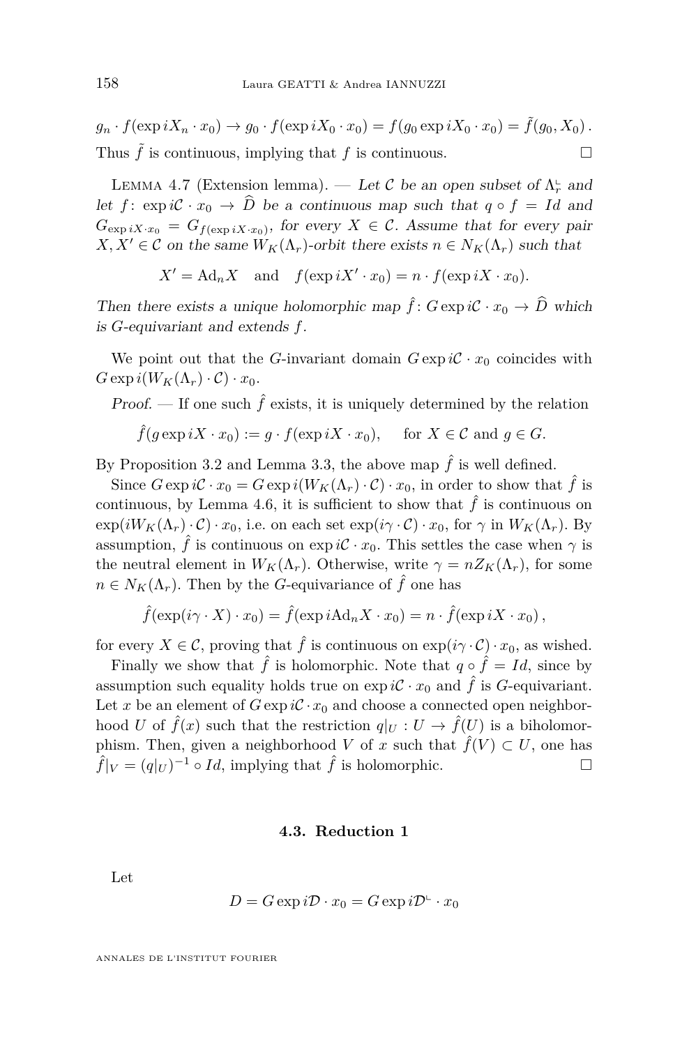$$g_n \cdot f(\exp iX_n \cdot x_0) \to g_0 \cdot f(\exp iX_0 \cdot x_0) = f(g_0 \exp iX_0 \cdot x_0) = \tilde{f}(g_0, X_0)\,.$$

Thus $\tilde{f}$ is continuous, implying that $f$ is continuous. □

Lemma 4.7 (Extension lemma). — *Let $\mathcal{C}$ be an open subset of $\Lambda_r^{\llcorner}$ and let $f\colon \exp i\mathcal{C} \cdot x_0 \to \widehat{D}$ be a continuous map such that $q \circ f = Id$ and $G_{\exp iX \cdot x_0} = G_{f(\exp iX \cdot x_0)}$, for every $X \in \mathcal{C}$. Assume that for every pair $X, X' \in \mathcal{C}$ on the same $W_K(\Lambda_r)$-orbit there exists $n \in N_K(\Lambda_r)$ such that*

$$X' = \mathrm{Ad}_n X \quad \text{and} \quad f(\exp iX' \cdot x_0) = n \cdot f(\exp iX \cdot x_0).$$

*Then there exists a unique holomorphic map $\hat{f}\colon G \exp i\mathcal{C} \cdot x_0 \to \widehat{D}$ which is $G$-equivariant and extends $f$.*

We point out that the $G$-invariant domain $G \exp i\mathcal{C} \cdot x_0$ coincides with $G \exp i(W_K(\Lambda_r) \cdot \mathcal{C}) \cdot x_0$.

*Proof.* — If one such $\hat{f}$ exists, it is uniquely determined by the relation

$$\hat{f}(g \exp iX \cdot x_0) := g \cdot f(\exp iX \cdot x_0), \quad \text{for } X \in \mathcal{C} \text{ and } g \in G.$$

By Proposition 3.2 and Lemma 3.3, the above map $\hat{f}$ is well defined.

Since $G \exp i\mathcal{C} \cdot x_0 = G \exp i(W_K(\Lambda_r) \cdot \mathcal{C}) \cdot x_0$, in order to show that $\hat{f}$ is continuous, by Lemma 4.6, it is sufficient to show that $\hat{f}$ is continuous on $\exp(iW_K(\Lambda_r) \cdot \mathcal{C}) \cdot x_0$, i.e. on each set $\exp(i\gamma \cdot \mathcal{C}) \cdot x_0$, for $\gamma$ in $W_K(\Lambda_r)$. By assumption, $\hat{f}$ is continuous on $\exp i\mathcal{C} \cdot x_0$. This settles the case when $\gamma$ is the neutral element in $W_K(\Lambda_r)$. Otherwise, write $\gamma = nZ_K(\Lambda_r)$, for some $n \in N_K(\Lambda_r)$. Then by the $G$-equivariance of $\hat{f}$ one has

$$\hat{f}(\exp(i\gamma \cdot X) \cdot x_0) = \hat{f}(\exp i\mathrm{Ad}_n X \cdot x_0) = n \cdot \hat{f}(\exp iX \cdot x_0)\,,$$

for every $X \in \mathcal{C}$, proving that $\hat{f}$ is continuous on $\exp(i\gamma \cdot \mathcal{C}) \cdot x_0$, as wished.

Finally we show that $\hat{f}$ is holomorphic. Note that $q \circ \hat{f} = Id$, since by assumption such equality holds true on $\exp i\mathcal{C} \cdot x_0$ and $\hat{f}$ is $G$-equivariant. Let $x$ be an element of $G \exp i\mathcal{C} \cdot x_0$ and choose a connected open neighborhood $U$ of $\hat{f}(x)$ such that the restriction $q|_U : U \to \hat{f}(U)$ is a biholomorphism. Then, given a neighborhood $V$ of $x$ such that $\hat{f}(V) \subset U$, one has $\hat{f}|_V = (q|_U)^{-1} \circ Id$, implying that $\hat{f}$ is holomorphic. □

### 4.3. Reduction 1

Let

$$D = G \exp i\mathcal{D} \cdot x_0 = G \exp i\mathcal{D}^{\llcorner} \cdot x_0$$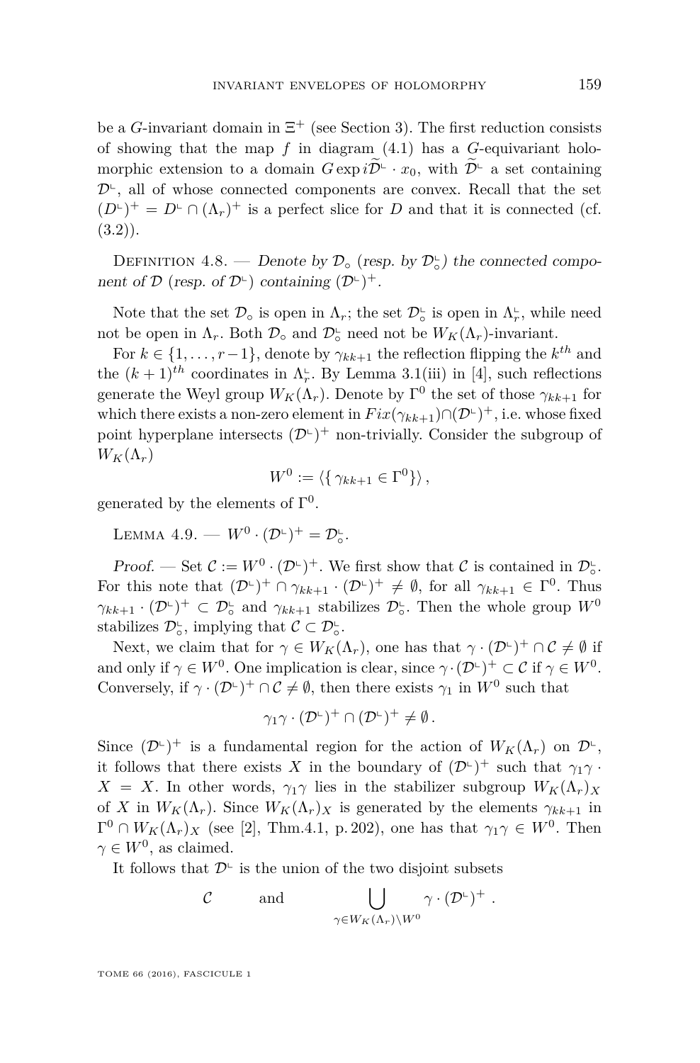be a $G$-invariant domain in $\Xi^+$ (see Section 3). The first reduction consists of showing that the map $f$ in diagram (4.1) has a $G$-equivariant holomorphic extension to a domain $G\exp i\widetilde{\mathcal{D}}^{\llcorner}\cdot x_0$, with $\widetilde{\mathcal{D}}^{\llcorner}$ a set containing $\mathcal{D}^{\llcorner}$, all of whose connected components are convex. Recall that the set $(D^{\llcorner})^+ = D^{\llcorner}\cap(\Lambda_r)^+$ is a perfect slice for $D$ and that it is connected (cf. (3.2)).

Definition 4.8. — *Denote by $\mathcal{D}_\circ$ (resp. by $\mathcal{D}_\circ^{\llcorner}$) the connected component of $\mathcal{D}$ (resp. of $\mathcal{D}^{\llcorner}$) containing $(\mathcal{D}^{\llcorner})^+$.*

Note that the set $\mathcal{D}_\circ$ is open in $\Lambda_r$; the set $\mathcal{D}_\circ^{\llcorner}$ is open in $\Lambda_r^{\llcorner}$, while need not be open in $\Lambda_r$. Both $\mathcal{D}_\circ$ and $\mathcal{D}_\circ^{\llcorner}$ need not be $W_K(\Lambda_r)$-invariant.

For $k\in\{1,\ldots,r-1\}$, denote by $\gamma_{kk+1}$ the reflection flipping the $k^{th}$ and the $(k+1)^{th}$ coordinates in $\Lambda_r^{\llcorner}$. By Lemma 3.1(iii) in [4], such reflections generate the Weyl group $W_K(\Lambda_r)$. Denote by $\Gamma^0$ the set of those $\gamma_{kk+1}$ for which there exists a non-zero element in $Fix(\gamma_{kk+1})\cap(\mathcal{D}^{\llcorner})^+$, i.e. whose fixed point hyperplane intersects $(\mathcal{D}^{\llcorner})^+$ non-trivially. Consider the subgroup of $W_K(\Lambda_r)$

$$W^0 := \langle\{\,\gamma_{kk+1}\in\Gamma^0\}\rangle\,,$$

generated by the elements of $\Gamma^0$.

Lemma 4.9. — $W^0\cdot(\mathcal{D}^{\llcorner})^+ = \mathcal{D}_\circ^{\llcorner}$.

*Proof.* — Set $\mathcal{C} := W^0\cdot(\mathcal{D}^{\llcorner})^+$. We first show that $\mathcal{C}$ is contained in $\mathcal{D}_\circ^{\llcorner}$. For this note that $(\mathcal{D}^{\llcorner})^+\cap\gamma_{kk+1}\cdot(\mathcal{D}^{\llcorner})^+\neq\emptyset$, for all $\gamma_{kk+1}\in\Gamma^0$. Thus $\gamma_{kk+1}\cdot(\mathcal{D}^{\llcorner})^+\subset\mathcal{D}_\circ^{\llcorner}$ and $\gamma_{kk+1}$ stabilizes $\mathcal{D}_\circ^{\llcorner}$. Then the whole group $W^0$ stabilizes $\mathcal{D}_\circ^{\llcorner}$, implying that $\mathcal{C}\subset\mathcal{D}_\circ^{\llcorner}$.

Next, we claim that for $\gamma\in W_K(\Lambda_r)$, one has that $\gamma\cdot(\mathcal{D}^{\llcorner})^+\cap\mathcal{C}\neq\emptyset$ if and only if $\gamma\in W^0$. One implication is clear, since $\gamma\cdot(\mathcal{D}^{\llcorner})^+\subset\mathcal{C}$ if $\gamma\in W^0$. Conversely, if $\gamma\cdot(\mathcal{D}^{\llcorner})^+\cap\mathcal{C}\neq\emptyset$, then there exists $\gamma_1$ in $W^0$ such that

$$\gamma_1\gamma\cdot(\mathcal{D}^{\llcorner})^+\cap(\mathcal{D}^{\llcorner})^+\neq\emptyset\,.$$

Since $(\mathcal{D}^{\llcorner})^+$ is a fundamental region for the action of $W_K(\Lambda_r)$ on $\mathcal{D}^{\llcorner}$, it follows that there exists $X$ in the boundary of $(\mathcal{D}^{\llcorner})^+$ such that $\gamma_1\gamma\cdot X = X$. In other words, $\gamma_1\gamma$ lies in the stabilizer subgroup $W_K(\Lambda_r)_X$ of $X$ in $W_K(\Lambda_r)$. Since $W_K(\Lambda_r)_X$ is generated by the elements $\gamma_{kk+1}$ in $\Gamma^0\cap W_K(\Lambda_r)_X$ (see [2], Thm.4.1, p. 202), one has that $\gamma_1\gamma\in W^0$. Then $\gamma\in W^0$, as claimed.

It follows that $\mathcal{D}^{\llcorner}$ is the union of the two disjoint subsets

$$\mathcal{C}\qquad\text{and}\qquad\bigcup_{\gamma\in W_K(\Lambda_r)\setminus W^0}\gamma\cdot(\mathcal{D}^{\llcorner})^+\,.$$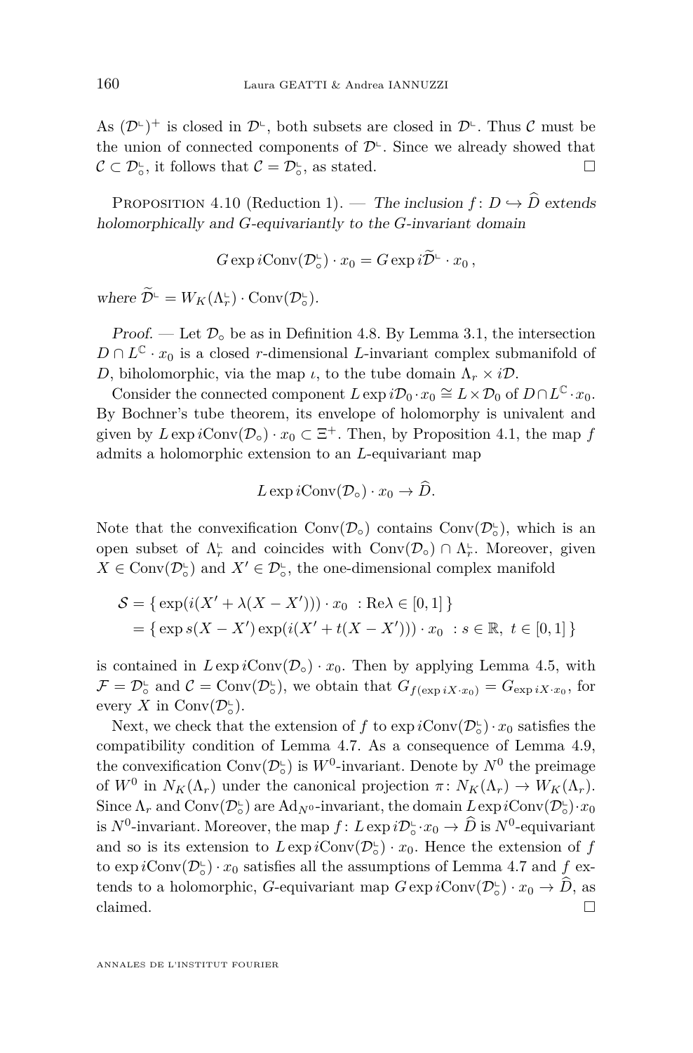As $(\mathcal{D}^{\llcorner})^+$ is closed in $\mathcal{D}^{\llcorner}$, both subsets are closed in $\mathcal{D}^{\llcorner}$. Thus $\mathcal{C}$ must be the union of connected components of $\mathcal{D}^{\llcorner}$. Since we already showed that $\mathcal{C} \subset \mathcal{D}^{\llcorner}_{\circ}$, it follows that $\mathcal{C} = \mathcal{D}^{\llcorner}_{\circ}$, as stated. □

Proposition 4.10 (Reduction 1). — *The inclusion $f\colon D \hookrightarrow \widehat{D}$ extends holomorphically and $G$-equivariantly to the $G$-invariant domain*

$$G \exp i\mathrm{Conv}(\mathcal{D}^{\llcorner}_{\circ}) \cdot x_0 = G \exp i\widetilde{\mathcal{D}}^{\llcorner} \cdot x_0\,,$$

*where $\widetilde{\mathcal{D}}^{\llcorner} = W_K(\Lambda^{\llcorner}_r) \cdot \mathrm{Conv}(\mathcal{D}^{\llcorner}_{\circ})$.*

*Proof.* — Let $\mathcal{D}_\circ$ be as in Definition 4.8. By Lemma 3.1, the intersection $D \cap L^{\mathbb{C}} \cdot x_0$ is a closed $r$-dimensional $L$-invariant complex submanifold of $D$, biholomorphic, via the map $\iota$, to the tube domain $\Lambda_r \times i\mathcal{D}$.

Consider the connected component $L \exp i\mathcal{D}_0 \cdot x_0 \cong L \times \mathcal{D}_0$ of $D \cap L^{\mathbb{C}} \cdot x_0$. By Bochner's tube theorem, its envelope of holomorphy is univalent and given by $L \exp i\mathrm{Conv}(\mathcal{D}_\circ) \cdot x_0 \subset \Xi^+$. Then, by Proposition 4.1, the map $f$ admits a holomorphic extension to an $L$-equivariant map

$$L \exp i\mathrm{Conv}(\mathcal{D}_\circ) \cdot x_0 \to \widehat{D}.$$

Note that the convexification $\mathrm{Conv}(\mathcal{D}_\circ)$ contains $\mathrm{Conv}(\mathcal{D}^{\llcorner}_{\circ})$, which is an open subset of $\Lambda^{\llcorner}_r$ and coincides with $\mathrm{Conv}(\mathcal{D}_\circ) \cap \Lambda^{\llcorner}_r$. Moreover, given $X \in \mathrm{Conv}(\mathcal{D}^{\llcorner}_{\circ})$ and $X' \in \mathcal{D}^{\llcorner}_{\circ}$, the one-dimensional complex manifold

$$\begin{aligned}
\mathcal{S} &= \{\, \exp(i(X' + \lambda(X - X'))) \cdot x_0 \ : \mathrm{Re}\lambda \in [0,1] \,\} \\
&= \{\, \exp s(X - X') \exp(i(X' + t(X - X'))) \cdot x_0 \ : s \in \mathbb{R},\ t \in [0,1] \,\}
\end{aligned}$$

is contained in $L \exp i\mathrm{Conv}(\mathcal{D}_\circ) \cdot x_0$. Then by applying Lemma 4.5, with $\mathcal{F} = \mathcal{D}^{\llcorner}_{\circ}$ and $\mathcal{C} = \mathrm{Conv}(\mathcal{D}^{\llcorner}_{\circ})$, we obtain that $G_{f(\exp iX \cdot x_0)} = G_{\exp iX \cdot x_0}$, for every $X$ in $\mathrm{Conv}(\mathcal{D}^{\llcorner}_{\circ})$.

Next, we check that the extension of $f$ to $\exp i\mathrm{Conv}(\mathcal{D}^{\llcorner}_{\circ}) \cdot x_0$ satisfies the compatibility condition of Lemma 4.7. As a consequence of Lemma 4.9, the convexification $\mathrm{Conv}(\mathcal{D}^{\llcorner}_{\circ})$ is $W^0$-invariant. Denote by $N^0$ the preimage of $W^0$ in $N_K(\Lambda_r)$ under the canonical projection $\pi\colon N_K(\Lambda_r) \to W_K(\Lambda_r)$. Since $\Lambda_r$ and $\mathrm{Conv}(\mathcal{D}^{\llcorner}_{\circ})$ are $\mathrm{Ad}_{N^0}$-invariant, the domain $L \exp i\mathrm{Conv}(\mathcal{D}^{\llcorner}_{\circ}) \cdot x_0$ is $N^0$-invariant. Moreover, the map $f\colon L \exp i\mathcal{D}^{\llcorner}_{\circ} \cdot x_0 \to \widehat{D}$ is $N^0$-equivariant and so is its extension to $L \exp i\mathrm{Conv}(\mathcal{D}^{\llcorner}_{\circ}) \cdot x_0$. Hence the extension of $f$ to $\exp i\mathrm{Conv}(\mathcal{D}^{\llcorner}_{\circ}) \cdot x_0$ satisfies all the assumptions of Lemma 4.7 and $f$ extends to a holomorphic, $G$-equivariant map $G \exp i\mathrm{Conv}(\mathcal{D}^{\llcorner}_{\circ}) \cdot x_0 \to \widehat{D}$, as claimed. □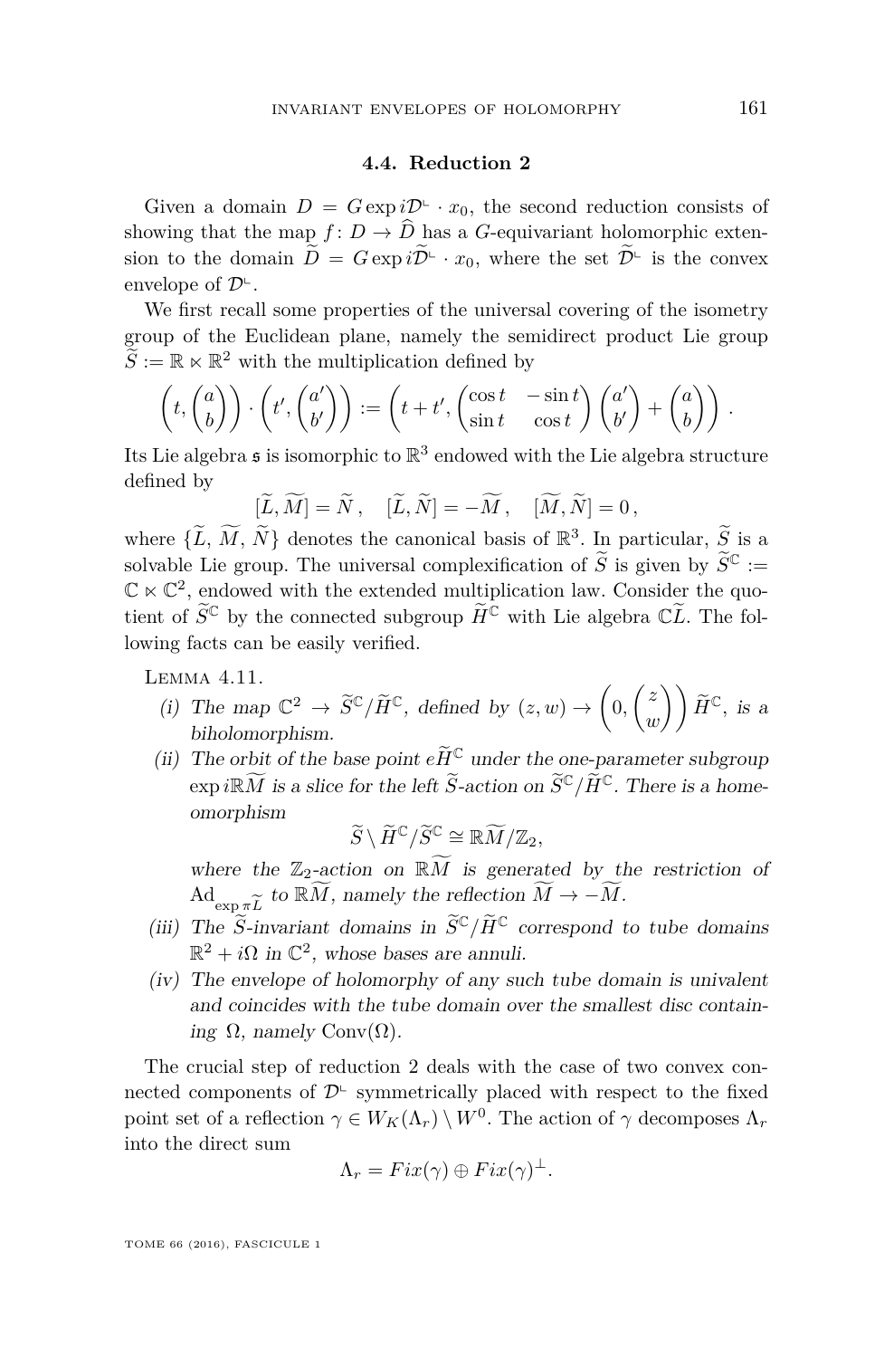### 4.4. Reduction 2

Given a domain $D = G \exp i\mathcal{D}^{\llcorner} \cdot x_0$, the second reduction consists of showing that the map $f\colon D \to \widehat{D}$ has a $G$-equivariant holomorphic extension to the domain $\widetilde{D} = G \exp i\widetilde{\mathcal{D}^{\llcorner}} \cdot x_0$, where the set $\widetilde{\mathcal{D}^{\llcorner}}$ is the convex envelope of $\mathcal{D}^{\llcorner}$.

We first recall some properties of the universal covering of the isometry group of the Euclidean plane, namely the semidirect product Lie group $\widetilde{S} := \mathbb{R} \ltimes \mathbb{R}^2$ with the multiplication defined by

$$\left(t, \begin{pmatrix} a \\ b \end{pmatrix}\right) \cdot \left(t', \begin{pmatrix} a' \\ b' \end{pmatrix}\right) := \left(t + t', \begin{pmatrix} \cos t & -\sin t \\ \sin t & \cos t \end{pmatrix} \begin{pmatrix} a' \\ b' \end{pmatrix} + \begin{pmatrix} a \\ b \end{pmatrix}\right).$$

Its Lie algebra $\mathfrak{s}$ is isomorphic to $\mathbb{R}^3$ endowed with the Lie algebra structure defined by

$$[\widetilde{L}, \widetilde{M}] = \widetilde{N}\,, \quad [\widetilde{L}, \widetilde{N}] = -\widetilde{M}\,, \quad [\widetilde{M}, \widetilde{N}] = 0\,,$$

where $\{\widetilde{L}, \widetilde{M}, \widetilde{N}\}$ denotes the canonical basis of $\mathbb{R}^3$. In particular, $\widetilde{S}$ is a solvable Lie group. The universal complexification of $\widetilde{S}$ is given by $\widetilde{S}^{\mathbb{C}} := \mathbb{C} \ltimes \mathbb{C}^2$, endowed with the extended multiplication law. Consider the quotient of $\widetilde{S}^{\mathbb{C}}$ by the connected subgroup $\widetilde{H}^{\mathbb{C}}$ with Lie algebra $\mathbb{C}\widetilde{L}$. The following facts can be easily verified.

Lemma 4.11.

*(i) The map $\mathbb{C}^2 \to \widetilde{S}^{\mathbb{C}}/\widetilde{H}^{\mathbb{C}}$, defined by $(z, w) \to \left(0, \begin{pmatrix} z \\ w \end{pmatrix}\right) \widetilde{H}^{\mathbb{C}}$, is a biholomorphism.*

*(ii) The orbit of the base point $e\widetilde{H}^{\mathbb{C}}$ under the one-parameter subgroup $\exp i\mathbb{R}\widetilde{M}$ is a slice for the left $\widetilde{S}$-action on $\widetilde{S}^{\mathbb{C}}/\widetilde{H}^{\mathbb{C}}$. There is a homeomorphism*

$$\widetilde{S} \setminus \widetilde{H}^{\mathbb{C}}/\widetilde{S}^{\mathbb{C}} \cong \mathbb{R}\widetilde{M}/\mathbb{Z}_2,$$

*where the $\mathbb{Z}_2$-action on $\mathbb{R}\widetilde{M}$ is generated by the restriction of $\mathrm{Ad}_{\exp \pi \widetilde{L}}$ to $\mathbb{R}\widetilde{M}$, namely the reflection $\widetilde{M} \to -\widetilde{M}$.*

*(iii) The $\widetilde{S}$-invariant domains in $\widetilde{S}^{\mathbb{C}}/\widetilde{H}^{\mathbb{C}}$ correspond to tube domains $\mathbb{R}^2 + i\Omega$ in $\mathbb{C}^2$, whose bases are annuli.*

*(iv) The envelope of holomorphy of any such tube domain is univalent and coincides with the tube domain over the smallest disc containing $\Omega$, namely $\mathrm{Conv}(\Omega)$.*

The crucial step of reduction 2 deals with the case of two convex connected components of $\mathcal{D}^{\llcorner}$ symmetrically placed with respect to the fixed point set of a reflection $\gamma \in W_K(\Lambda_r) \setminus W^0$. The action of $\gamma$ decomposes $\Lambda_r$ into the direct sum

$$\Lambda_r = Fix(\gamma) \oplus Fix(\gamma)^{\perp}.$$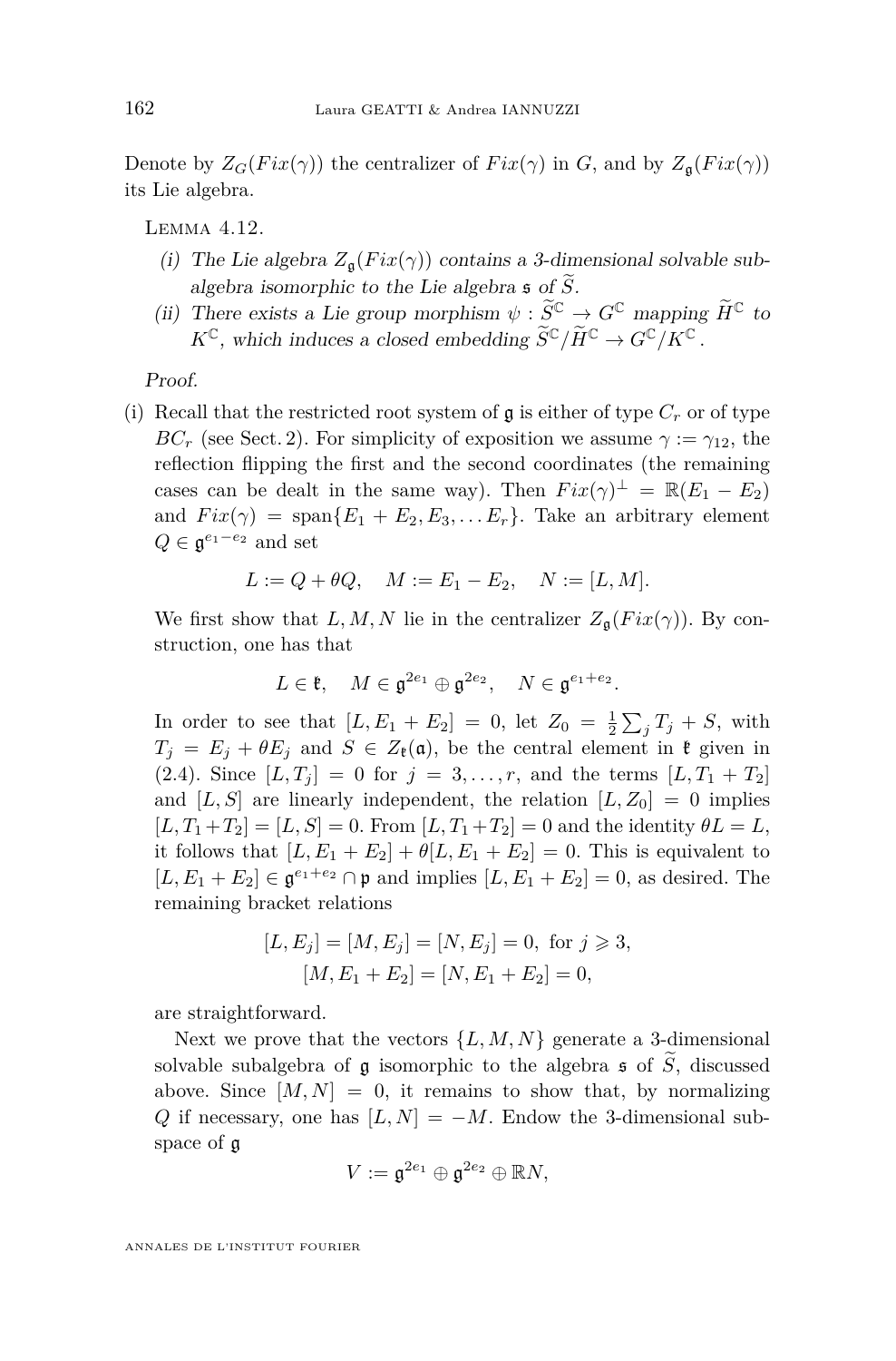Denote by $Z_G(Fix(\gamma))$ the centralizer of $Fix(\gamma)$ in $G$, and by $Z_{\mathfrak{g}}(Fix(\gamma))$ its Lie algebra.

Lemma 4.12.

*(i) The Lie algebra $Z_{\mathfrak{g}}(Fix(\gamma))$ contains a 3-dimensional solvable subalgebra isomorphic to the Lie algebra $\mathfrak{s}$ of $\widetilde{S}$.*

*(ii) There exists a Lie group morphism $\psi : \widetilde{S}^{\mathbb{C}} \to G^{\mathbb{C}}$ mapping $\widetilde{H}^{\mathbb{C}}$ to $K^{\mathbb{C}}$, which induces a closed embedding $\widetilde{S}^{\mathbb{C}}/\widetilde{H}^{\mathbb{C}} \to G^{\mathbb{C}}/K^{\mathbb{C}}$.*

*Proof.*

(i) Recall that the restricted root system of $\mathfrak{g}$ is either of type $C_r$ or of type $BC_r$ (see Sect. 2). For simplicity of exposition we assume $\gamma := \gamma_{12}$, the reflection flipping the first and the second coordinates (the remaining cases can be dealt in the same way). Then $Fix(\gamma)^{\perp} = \mathbb{R}(E_1 - E_2)$ and $Fix(\gamma) = \operatorname{span}\{E_1 + E_2, E_3, \dots E_r\}$. Take an arbitrary element $Q \in \mathfrak{g}^{e_1 - e_2}$ and set

$$L := Q + \theta Q, \quad M := E_1 - E_2, \quad N := [L, M].$$

We first show that $L, M, N$ lie in the centralizer $Z_{\mathfrak{g}}(Fix(\gamma))$. By construction, one has that

$$L \in \mathfrak{k}, \quad M \in \mathfrak{g}^{2e_1} \oplus \mathfrak{g}^{2e_2}, \quad N \in \mathfrak{g}^{e_1 + e_2}.$$

In order to see that $[L, E_1 + E_2] = 0$, let $Z_0 = \frac{1}{2}\sum_j T_j + S$, with $T_j = E_j + \theta E_j$ and $S \in Z_{\mathfrak{k}}(\mathfrak{a})$, be the central element in $\mathfrak{k}$ given in (2.4). Since $[L, T_j] = 0$ for $j = 3, \dots, r$, and the terms $[L, T_1 + T_2]$ and $[L, S]$ are linearly independent, the relation $[L, Z_0] = 0$ implies $[L, T_1 + T_2] = [L, S] = 0$. From $[L, T_1 + T_2] = 0$ and the identity $\theta L = L$, it follows that $[L, E_1 + E_2] + \theta[L, E_1 + E_2] = 0$. This is equivalent to $[L, E_1 + E_2] \in \mathfrak{g}^{e_1 + e_2} \cap \mathfrak{p}$ and implies $[L, E_1 + E_2] = 0$, as desired. The remaining bracket relations

$$[L, E_j] = [M, E_j] = [N, E_j] = 0, \text{ for } j \geqslant 3,$$
$$[M, E_1 + E_2] = [N, E_1 + E_2] = 0,$$

are straightforward.

Next we prove that the vectors $\{L, M, N\}$ generate a 3-dimensional solvable subalgebra of $\mathfrak{g}$ isomorphic to the algebra $\mathfrak{s}$ of $\widetilde{S}$, discussed above. Since $[M, N] = 0$, it remains to show that, by normalizing $Q$ if necessary, one has $[L, N] = -M$. Endow the 3-dimensional subspace of $\mathfrak{g}$

$$V := \mathfrak{g}^{2e_1} \oplus \mathfrak{g}^{2e_2} \oplus \mathbb{R}N,$$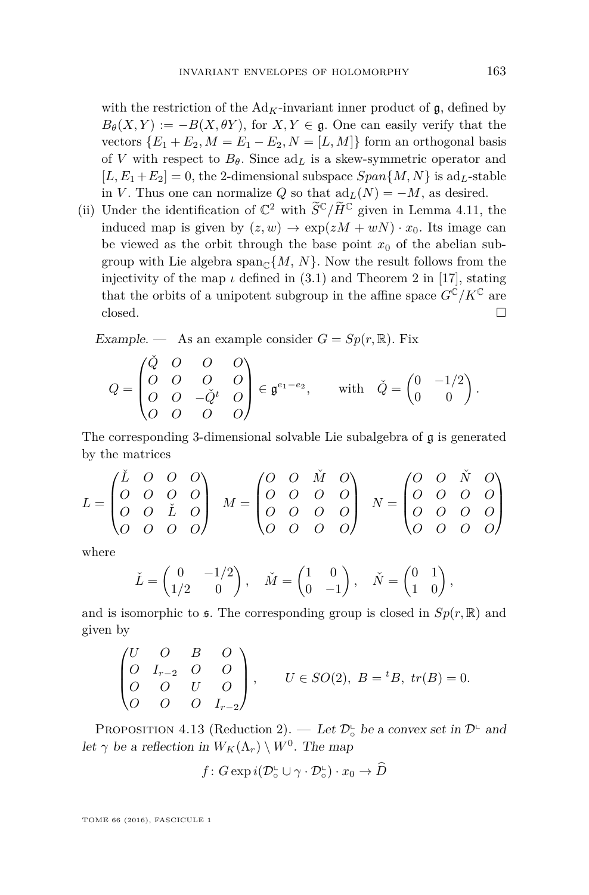with the restriction of the $\mathrm{Ad}_K$-invariant inner product of $\mathfrak{g}$, defined by $B_\theta(X,Y) := -B(X, \theta Y)$, for $X, Y \in \mathfrak{g}$. One can easily verify that the vectors $\{E_1+E_2, M = E_1 - E_2, N = [L,M]\}$ form an orthogonal basis of $V$ with respect to $B_\theta$. Since $\mathrm{ad}_L$ is a skew-symmetric operator and $[L, E_1+E_2] = 0$, the 2-dimensional subspace $Span\{M,N\}$ is $\mathrm{ad}_L$-stable in $V$. Thus one can normalize $Q$ so that $\mathrm{ad}_L(N) = -M$, as desired.

(ii) Under the identification of $\mathbb{C}^2$ with $\widetilde{S}^{\mathbb{C}}/\widetilde{H}^{\mathbb{C}}$ given in Lemma 4.11, the induced map is given by $(z,w) \to \exp(zM + wN)\cdot x_0$. Its image can be viewed as the orbit through the base point $x_0$ of the abelian subgroup with Lie algebra $\mathrm{span}_{\mathbb{C}}\{M,\, N\}$. Now the result follows from the injectivity of the map $\iota$ defined in (3.1) and Theorem 2 in [17], stating that the orbits of a unipotent subgroup in the affine space $G^{\mathbb{C}}/K^{\mathbb{C}}$ are closed. $\square$

*Example.* — As an example consider $G = Sp(r,\mathbb{R})$. Fix

$$Q = \begin{pmatrix} \check{Q} & O & O & O \\ O & O & O & O \\ O & O & -\check{Q}^t & O \\ O & O & O & O \end{pmatrix} \in \mathfrak{g}^{e_1 - e_2}, \qquad \text{with} \quad \check{Q} = \begin{pmatrix} 0 & -1/2 \\ 0 & 0 \end{pmatrix}.$$

The corresponding 3-dimensional solvable Lie subalgebra of $\mathfrak{g}$ is generated by the matrices

$$L = \begin{pmatrix} \check{L} & O & O & O \\ O & O & O & O \\ O & O & \check{L} & O \\ O & O & O & O \end{pmatrix} \quad M = \begin{pmatrix} O & O & \check{M} & O \\ O & O & O & O \\ O & O & O & O \\ O & O & O & O \end{pmatrix} \quad N = \begin{pmatrix} O & O & \check{N} & O \\ O & O & O & O \\ O & O & O & O \\ O & O & O & O \end{pmatrix}$$

where

$$\check{L} = \begin{pmatrix} 0 & -1/2 \\ 1/2 & 0 \end{pmatrix}, \quad \check{M} = \begin{pmatrix} 1 & 0 \\ 0 & -1 \end{pmatrix}, \quad \check{N} = \begin{pmatrix} 0 & 1 \\ 1 & 0 \end{pmatrix},$$

and is isomorphic to $\mathfrak{s}$. The corresponding group is closed in $Sp(r,\mathbb{R})$ and given by

$$\begin{pmatrix} U & O & B & O \\ O & I_{r-2} & O & O \\ O & O & U & O \\ O & O & O & I_{r-2} \end{pmatrix}, \qquad U \in SO(2),\ B = {}^tB,\ tr(B) = 0.$$

Proposition 4.13 (Reduction 2). — *Let $\mathcal{D}^{\llcorner}_{\circ}$ be a convex set in $\mathcal{D}^{\llcorner}$ and let $\gamma$ be a reflection in $W_K(\Lambda_r) \setminus W^0$. The map*

$$f \colon G \exp i(\mathcal{D}^{\llcorner}_{\circ} \cup \gamma \cdot \mathcal{D}^{\llcorner}_{\circ}) \cdot x_0 \to \widehat{D}$$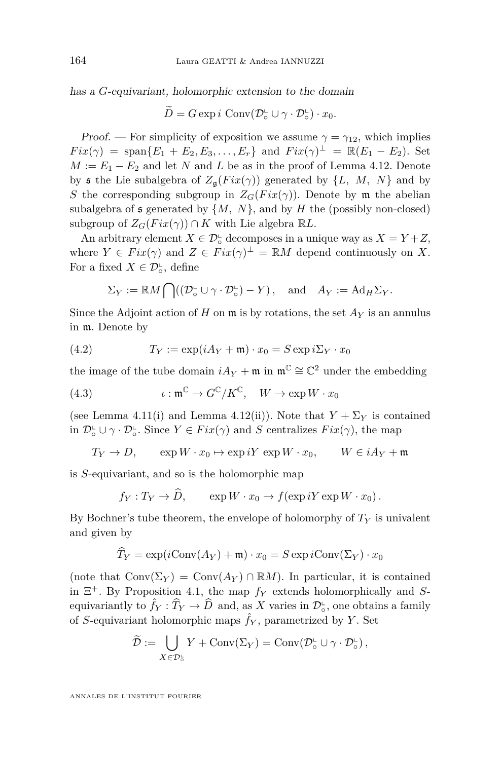*has a $G$-equivariant, holomorphic extension to the domain*

$$\widetilde{D} = G \exp i\ \mathrm{Conv}(\mathcal{D}_\circ^{\llcorner} \cup \gamma \cdot \mathcal{D}_\circ^{\llcorner}) \cdot x_0.$$

*Proof.* — For simplicity of exposition we assume $\gamma = \gamma_{12}$, which implies $Fix(\gamma) = \mathrm{span}\{E_1 + E_2, E_3, \ldots, E_r\}$ and $Fix(\gamma)^\perp = \mathbb{R}(E_1 - E_2)$. Set $M := E_1 - E_2$ and let $N$ and $L$ be as in the proof of Lemma 4.12. Denote by $\mathfrak{s}$ the Lie subalgebra of $Z_{\mathfrak{g}}(Fix(\gamma))$ generated by $\{L,\ M,\ N\}$ and by $S$ the corresponding subgroup in $Z_G(Fix(\gamma))$. Denote by $\mathfrak{m}$ the abelian subalgebra of $\mathfrak{s}$ generated by $\{M,\ N\}$, and by $H$ the (possibly non-closed) subgroup of $Z_G(Fix(\gamma)) \cap K$ with Lie algebra $\mathbb{R}L$.

An arbitrary element $X \in \mathcal{D}_\circ^{\llcorner}$ decomposes in a unique way as $X = Y + Z$, where $Y \in Fix(\gamma)$ and $Z \in Fix(\gamma)^\perp = \mathbb{R}M$ depend continuously on $X$. For a fixed $X \in \mathcal{D}_\circ^{\llcorner}$, define

$$\Sigma_Y := \mathbb{R}M \bigcap \left( (\mathcal{D}_\circ^{\llcorner} \cup \gamma \cdot \mathcal{D}_\circ^{\llcorner}) - Y \right), \quad \text{and} \quad A_Y := \mathrm{Ad}_H \Sigma_Y.$$

Since the Adjoint action of $H$ on $\mathfrak{m}$ is by rotations, the set $A_Y$ is an annulus in $\mathfrak{m}$. Denote by

$$T_Y := \exp(iA_Y + \mathfrak{m}) \cdot x_0 = S \exp i\Sigma_Y \cdot x_0 \tag{4.2}$$

the image of the tube domain $iA_Y + \mathfrak{m}$ in $\mathfrak{m}^{\mathbb{C}} \cong \mathbb{C}^2$ under the embedding

$$\iota : \mathfrak{m}^{\mathbb{C}} \to G^{\mathbb{C}}/K^{\mathbb{C}}, \quad W \to \exp W \cdot x_0 \tag{4.3}$$

(see Lemma 4.11(i) and Lemma 4.12(ii)). Note that $Y + \Sigma_Y$ is contained in $\mathcal{D}_\circ^{\llcorner} \cup \gamma \cdot \mathcal{D}_\circ^{\llcorner}$. Since $Y \in Fix(\gamma)$ and $S$ centralizes $Fix(\gamma)$, the map

$$T_Y \to D, \qquad \exp W \cdot x_0 \mapsto \exp iY\ \exp W \cdot x_0, \qquad W \in iA_Y + \mathfrak{m}$$

is $S$-equivariant, and so is the holomorphic map

$$f_Y : T_Y \to \widehat{D}, \qquad \exp W \cdot x_0 \to f(\exp iY \exp W \cdot x_0)\,.$$

By Bochner's tube theorem, the envelope of holomorphy of $T_Y$ is univalent and given by

$$\widehat{T}_Y = \exp(i\mathrm{Conv}(A_Y) + \mathfrak{m}) \cdot x_0 = S \exp i\mathrm{Conv}(\Sigma_Y) \cdot x_0$$

(note that $\mathrm{Conv}(\Sigma_Y) = \mathrm{Conv}(A_Y) \cap \mathbb{R}M$). In particular, it is contained in $\Xi^+$. By Proposition 4.1, the map $f_Y$ extends holomorphically and $S$-equivariantly to $\hat{f}_Y : \widehat{T}_Y \to \widehat{D}$ and, as $X$ varies in $\mathcal{D}_\circ^{\llcorner}$, one obtains a family of $S$-equivariant holomorphic maps $\hat{f}_Y$, parametrized by $Y$. Set

$$\widetilde{\mathcal{D}} := \bigcup_{X \in \mathcal{D}_\circ^{\llcorner}} Y + \mathrm{Conv}(\Sigma_Y) = \mathrm{Conv}(\mathcal{D}_\circ^{\llcorner} \cup \gamma \cdot \mathcal{D}_\circ^{\llcorner})\,,$$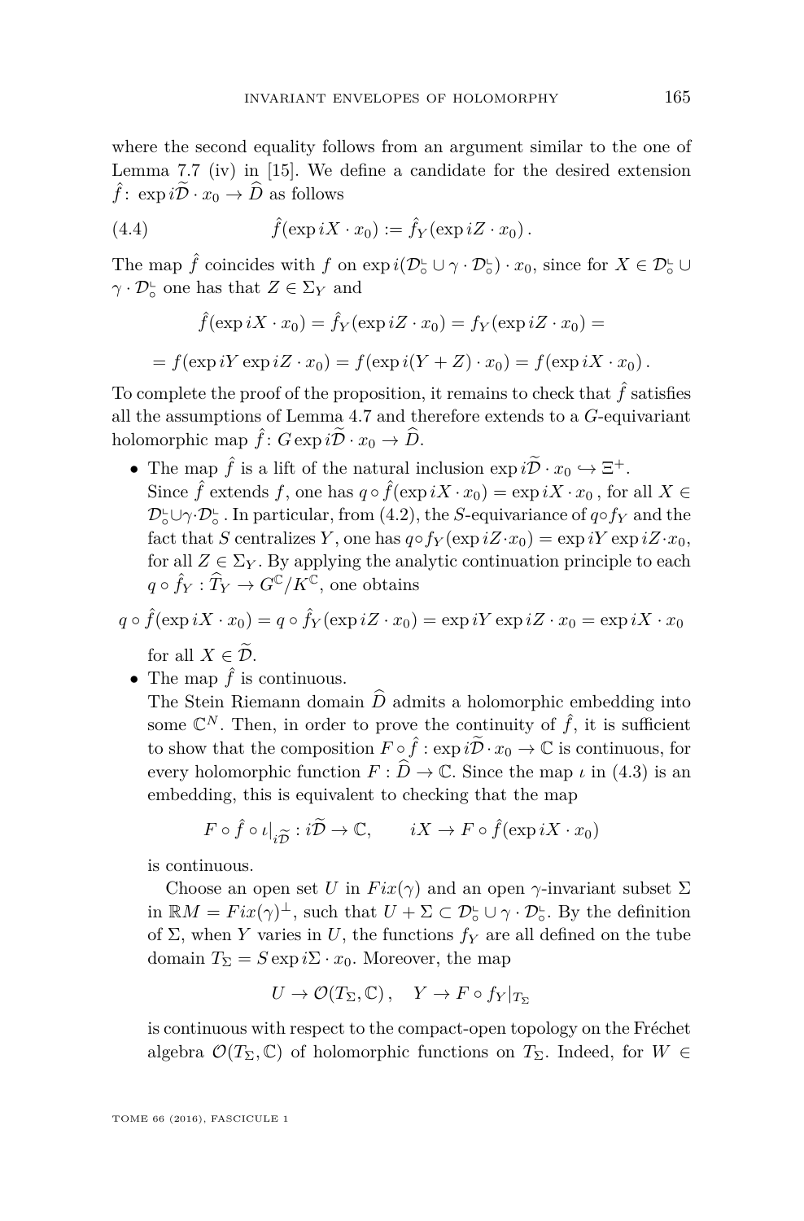where the second equality follows from an argument similar to the one of Lemma 7.7 (iv) in [15]. We define a candidate for the desired extension $\hat{f}\colon \exp i\widetilde{\mathcal{D}} \cdot x_0 \to \widehat{D}$ as follows

$$\hat{f}(\exp iX \cdot x_0) := \hat{f}_Y(\exp iZ \cdot x_0)\,. \tag{4.4}$$

The map $\hat{f}$ coincides with $f$ on $\exp i(\mathcal{D}_\circ^\llcorner \cup \gamma \cdot \mathcal{D}_\circ^\llcorner) \cdot x_0$, since for $X \in \mathcal{D}_\circ^\llcorner \cup \gamma \cdot \mathcal{D}_\circ^\llcorner$ one has that $Z \in \Sigma_Y$ and

$$\hat{f}(\exp iX \cdot x_0) = \hat{f}_Y(\exp iZ \cdot x_0) = f_Y(\exp iZ \cdot x_0) =$$

$$= f(\exp iY \exp iZ \cdot x_0) = f(\exp i(Y+Z) \cdot x_0) = f(\exp iX \cdot x_0)\,.$$

To complete the proof of the proposition, it remains to check that $\hat{f}$ satisfies all the assumptions of Lemma 4.7 and therefore extends to a $G$-equivariant holomorphic map $\hat{f}\colon G \exp i\widetilde{\mathcal{D}} \cdot x_0 \to \widehat{D}$.

- The map $\hat{f}$ is a lift of the natural inclusion $\exp i\widetilde{\mathcal{D}} \cdot x_0 \hookrightarrow \Xi^+$.
  Since $\hat{f}$ extends $f$, one has $q \circ \hat{f}(\exp iX \cdot x_0) = \exp iX \cdot x_0$, for all $X \in \mathcal{D}_\circ^\llcorner \cup \gamma \cdot \mathcal{D}_\circ^\llcorner$. In particular, from (4.2), the $S$-equivariance of $q \circ f_Y$ and the fact that $S$ centralizes $Y$, one has $q \circ f_Y(\exp iZ \cdot x_0) = \exp iY \exp iZ \cdot x_0$, for all $Z \in \Sigma_Y$. By applying the analytic continuation principle to each $q \circ \hat{f}_Y : \widehat{T}_Y \to G^{\mathbb{C}}/K^{\mathbb{C}}$, one obtains

$$q \circ \hat{f}(\exp iX \cdot x_0) = q \circ \hat{f}_Y(\exp iZ \cdot x_0) = \exp iY \exp iZ \cdot x_0 = \exp iX \cdot x_0$$

  for all $X \in \widetilde{\mathcal{D}}$.
- The map $\hat{f}$ is continuous.
  The Stein Riemann domain $\widehat{D}$ admits a holomorphic embedding into some $\mathbb{C}^N$. Then, in order to prove the continuity of $\hat{f}$, it is sufficient to show that the composition $F \circ \hat{f} : \exp i\widetilde{\mathcal{D}} \cdot x_0 \to \mathbb{C}$ is continuous, for every holomorphic function $F : \widehat{D} \to \mathbb{C}$. Since the map $\iota$ in (4.3) is an embedding, this is equivalent to checking that the map

$$F \circ \hat{f} \circ \iota\big|_{i\widetilde{\mathcal{D}}} : i\widetilde{\mathcal{D}} \to \mathbb{C}, \qquad iX \to F \circ \hat{f}(\exp iX \cdot x_0)$$

  is continuous.

  Choose an open set $U$ in $Fix(\gamma)$ and an open $\gamma$-invariant subset $\Sigma$ in $\mathbb{R}M = Fix(\gamma)^\perp$, such that $U + \Sigma \subset \mathcal{D}_\circ^\llcorner \cup \gamma \cdot \mathcal{D}_\circ^\llcorner$. By the definition of $\Sigma$, when $Y$ varies in $U$, the functions $f_Y$ are all defined on the tube domain $T_\Sigma = S \exp i\Sigma \cdot x_0$. Moreover, the map

$$U \to \mathcal{O}(T_\Sigma, \mathbb{C})\,, \quad Y \to F \circ f_Y|_{T_\Sigma}$$

  is continuous with respect to the compact-open topology on the Fréchet algebra $\mathcal{O}(T_\Sigma, \mathbb{C})$ of holomorphic functions on $T_\Sigma$. Indeed, for $W \in$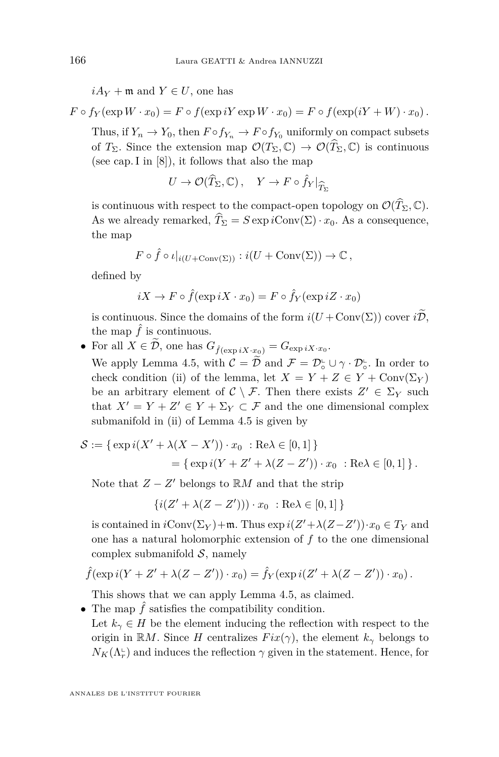$iA_Y + \mathfrak{m}$ and $Y \in U$, one has

$$F \circ f_Y(\exp W \cdot x_0) = F \circ f(\exp iY \exp W \cdot x_0) = F \circ f(\exp(iY + W) \cdot x_0)\,.$$

Thus, if $Y_n \to Y_0$, then $F \circ f_{Y_n} \to F \circ f_{Y_0}$ uniformly on compact subsets of $T_\Sigma$. Since the extension map $\mathcal{O}(T_\Sigma, \mathbb{C}) \to \mathcal{O}(\widehat{T}_\Sigma, \mathbb{C})$ is continuous (see cap. I in [8]), it follows that also the map

$$U \to \mathcal{O}(\widehat{T}_\Sigma, \mathbb{C})\,, \quad Y \to F \circ \hat{f}_Y|_{\widehat{T}_\Sigma}$$

is continuous with respect to the compact-open topology on $\mathcal{O}(\widehat{T}_\Sigma, \mathbb{C})$. As we already remarked, $\widehat{T}_\Sigma = S \exp i\mathrm{Conv}(\Sigma) \cdot x_0$. As a consequence, the map

$$F \circ \hat{f} \circ \iota|_{i(U + \mathrm{Conv}(\Sigma))} : i(U + \mathrm{Conv}(\Sigma)) \to \mathbb{C}\,,$$

defined by

$$iX \to F \circ \hat{f}(\exp iX \cdot x_0) = F \circ \hat{f}_Y(\exp iZ \cdot x_0)$$

is continuous. Since the domains of the form $i(U + \mathrm{Conv}(\Sigma))$ cover $i\widetilde{\mathcal{D}}$, the map $\hat{f}$ is continuous.

- For all $X \in \widetilde{\mathcal{D}}$, one has $G_{\hat{f}(\exp iX \cdot x_0)} = G_{\exp iX \cdot x_0}$.

  We apply Lemma 4.5, with $\mathcal{C} = \widetilde{\mathcal{D}}$ and $\mathcal{F} = \mathcal{D}_\circ^{\llcorner} \cup \gamma \cdot \mathcal{D}_\circ^{\llcorner}$. In order to check condition (ii) of the lemma, let $X = Y + Z \in Y + \mathrm{Conv}(\Sigma_Y)$ be an arbitrary element of $\mathcal{C} \setminus \mathcal{F}$. Then there exists $Z' \in \Sigma_Y$ such that $X' = Y + Z' \in Y + \Sigma_Y \subset \mathcal{F}$ and the one dimensional complex submanifold in (ii) of Lemma 4.5 is given by

$$\begin{aligned}\mathcal{S} := \{\, \exp i(X' + \lambda(X - X')) \cdot x_0 \ : \mathrm{Re}\lambda \in [0,1] \,\} \\ = \{\, \exp i(Y + Z' + \lambda(Z - Z')) \cdot x_0 \ : \mathrm{Re}\lambda \in [0,1] \,\}\,.\end{aligned}$$

  Note that $Z - Z'$ belongs to $\mathbb{R}M$ and that the strip

$$\{ i(Z' + \lambda(Z - Z'))) \cdot x_0 \ : \mathrm{Re}\lambda \in [0,1] \,\}$$

  is contained in $i\mathrm{Conv}(\Sigma_Y) + \mathfrak{m}$. Thus $\exp i(Z' + \lambda(Z - Z')) \cdot x_0 \in T_Y$ and one has a natural holomorphic extension of $f$ to the one dimensional complex submanifold $\mathcal{S}$, namely

$$\hat{f}(\exp i(Y + Z' + \lambda(Z - Z')) \cdot x_0) = \hat{f}_Y(\exp i(Z' + \lambda(Z - Z')) \cdot x_0)\,.$$

  This shows that we can apply Lemma 4.5, as claimed.

- The map $\hat{f}$ satisfies the compatibility condition.

  Let $k_\gamma \in H$ be the element inducing the reflection with respect to the origin in $\mathbb{R}M$. Since $H$ centralizes $Fix(\gamma)$, the element $k_\gamma$ belongs to $N_K(\Lambda_r^{\llcorner})$ and induces the reflection $\gamma$ given in the statement. Hence, for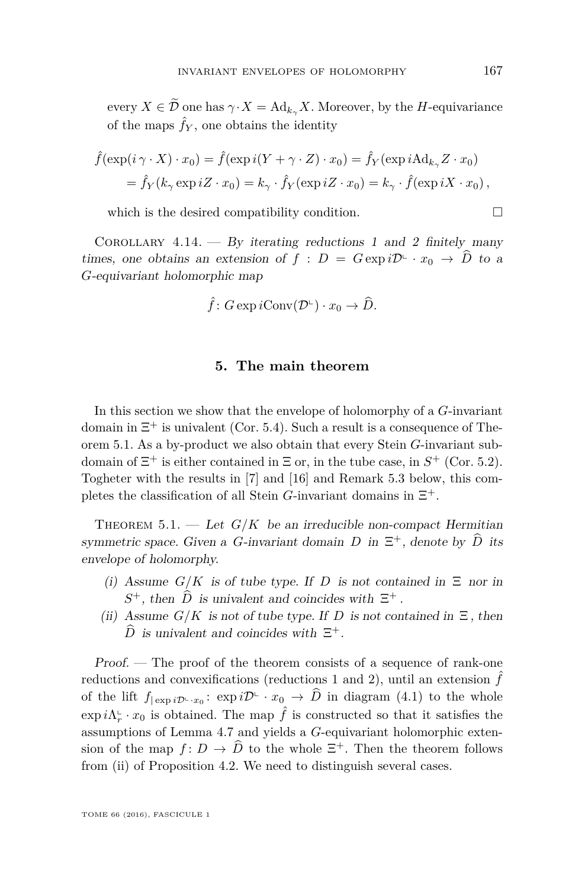every $X \in \widetilde{\mathcal{D}}$ one has $\gamma \cdot X = \mathrm{Ad}_{k_\gamma} X$. Moreover, by the $H$-equivariance of the maps $\hat{f}_Y$, one obtains the identity

$$\begin{aligned}\hat{f}(\exp(i\,\gamma \cdot X) \cdot x_0) &= \hat{f}(\exp i(Y + \gamma \cdot Z) \cdot x_0) = \hat{f}_Y(\exp i\mathrm{Ad}_{k_\gamma} Z \cdot x_0) \\ &= \hat{f}_Y(k_\gamma \exp iZ \cdot x_0) = k_\gamma \cdot \hat{f}_Y(\exp iZ \cdot x_0) = k_\gamma \cdot \hat{f}(\exp iX \cdot x_0)\,,\end{aligned}$$

which is the desired compatibility condition. □

Corollary 4.14. — *By iterating reductions 1 and 2 finitely many times, one obtains an extension of $f : D = G\exp i\mathcal{D}^{\llcorner} \cdot x_0 \to \widehat{D}$ to a $G$-equivariant holomorphic map*

$$\hat{f} \colon G\exp i\mathrm{Conv}(\mathcal{D}^{\llcorner}) \cdot x_0 \to \widehat{D}.$$

## 5. The main theorem

In this section we show that the envelope of holomorphy of a $G$-invariant domain in $\Xi^+$ is univalent (Cor. 5.4). Such a result is a consequence of Theorem 5.1. As a by-product we also obtain that every Stein $G$-invariant subdomain of $\Xi^+$ is either contained in $\Xi$ or, in the tube case, in $S^+$ (Cor. 5.2). Togheter with the results in [7] and [16] and Remark 5.3 below, this completes the classification of all Stein $G$-invariant domains in $\Xi^+$.

Theorem 5.1. — *Let $G/K$ be an irreducible non-compact Hermitian symmetric space. Given a $G$-invariant domain $D$ in $\Xi^+$, denote by $\widehat{D}$ its envelope of holomorphy.*

- (i) *Assume $G/K$ is of tube type. If $D$ is not contained in $\Xi$ nor in $S^+$, then $\widehat{D}$ is univalent and coincides with $\Xi^+$.*
- (ii) *Assume $G/K$ is not of tube type. If $D$ is not contained in $\Xi$, then $\widehat{D}$ is univalent and coincides with $\Xi^+$.*

*Proof.* — The proof of the theorem consists of a sequence of rank-one reductions and convexifications (reductions 1 and 2), until an extension $\hat{f}$ of the lift $f_{|\exp i\mathcal{D}^{\llcorner}\cdot x_0} \colon \exp i\mathcal{D}^{\llcorner} \cdot x_0 \to \widehat{D}$ in diagram (4.1) to the whole $\exp i\Lambda_r^{\llcorner} \cdot x_0$ is obtained. The map $\hat{f}$ is constructed so that it satisfies the assumptions of Lemma 4.7 and yields a $G$-equivariant holomorphic extension of the map $f \colon D \to \widehat{D}$ to the whole $\Xi^+$. Then the theorem follows from (ii) of Proposition 4.2. We need to distinguish several cases.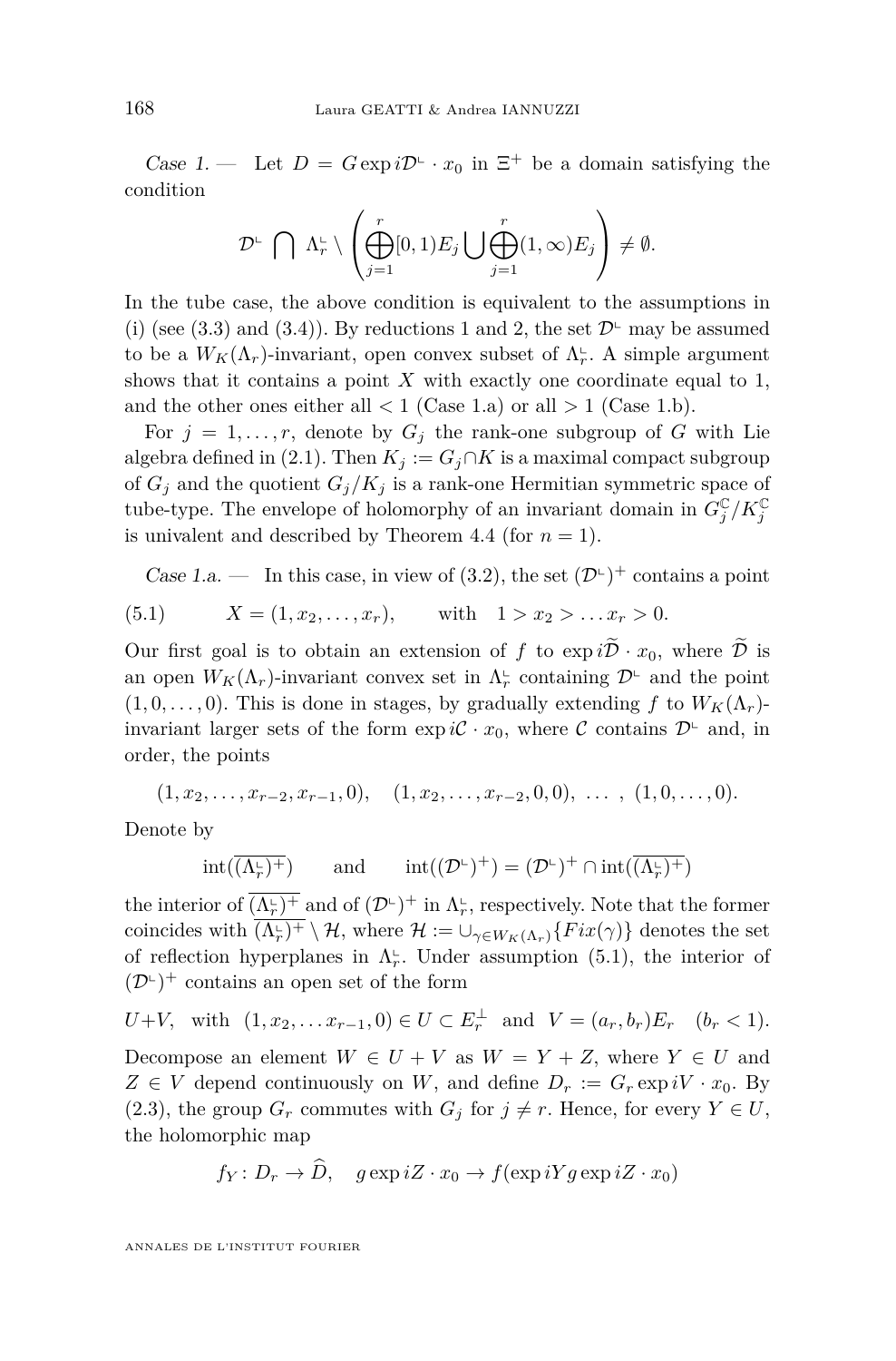*Case 1.* — Let $D = G \exp i\mathcal{D}^{\llcorner} \cdot x_0$ in $\Xi^+$ be a domain satisfying the condition

$$\mathcal{D}^{\llcorner} \bigcap \Lambda_r^{\llcorner} \setminus \left( \bigoplus_{j=1}^{r} [0,1) E_j \bigcup \bigoplus_{j=1}^{r} (1,\infty) E_j \right) \neq \emptyset.$$

In the tube case, the above condition is equivalent to the assumptions in (i) (see (3.3) and (3.4)). By reductions 1 and 2, the set $\mathcal{D}^{\llcorner}$ may be assumed to be a $W_K(\Lambda_r)$-invariant, open convex subset of $\Lambda_r^{\llcorner}$. A simple argument shows that it contains a point $X$ with exactly one coordinate equal to 1, and the other ones either all $< 1$ (Case 1.a) or all $> 1$ (Case 1.b).

For $j = 1, \ldots, r$, denote by $G_j$ the rank-one subgroup of $G$ with Lie algebra defined in (2.1). Then $K_j := G_j \cap K$ is a maximal compact subgroup of $G_j$ and the quotient $G_j/K_j$ is a rank-one Hermitian symmetric space of tube-type. The envelope of holomorphy of an invariant domain in $G_j^{\mathbb{C}}/K_j^{\mathbb{C}}$ is univalent and described by Theorem 4.4 (for $n = 1$).

*Case 1.a.* — In this case, in view of (3.2), the set $(\mathcal{D}^{\llcorner})^+$ contains a point

$$X = (1, x_2, \ldots, x_r), \qquad \text{with} \quad 1 > x_2 > \ldots x_r > 0. \tag{5.1}$$

Our first goal is to obtain an extension of $f$ to $\exp i\widetilde{\mathcal{D}} \cdot x_0$, where $\widetilde{\mathcal{D}}$ is an open $W_K(\Lambda_r)$-invariant convex set in $\Lambda_r^{\llcorner}$ containing $\mathcal{D}^{\llcorner}$ and the point $(1, 0, \ldots, 0)$. This is done in stages, by gradually extending $f$ to $W_K(\Lambda_r)$-invariant larger sets of the form $\exp i\mathcal{C} \cdot x_0$, where $\mathcal{C}$ contains $\mathcal{D}^{\llcorner}$ and, in order, the points

$$(1, x_2, \ldots, x_{r-2}, x_{r-1}, 0), \quad (1, x_2, \ldots, x_{r-2}, 0, 0), \; \ldots \; , \; (1, 0, \ldots, 0).$$

Denote by

$$\operatorname{int}(\overline{(\Lambda_r^{\llcorner})^+}) \qquad \text{and} \qquad \operatorname{int}((\mathcal{D}^{\llcorner})^+) = (\mathcal{D}^{\llcorner})^+ \cap \operatorname{int}(\overline{(\Lambda_r^{\llcorner})^+})$$

the interior of $\overline{(\Lambda_r^{\llcorner})^+}$ and of $(\mathcal{D}^{\llcorner})^+$ in $\Lambda_r^{\llcorner}$, respectively. Note that the former coincides with $\overline{(\Lambda_r^{\llcorner})^+} \setminus \mathcal{H}$, where $\mathcal{H} := \cup_{\gamma \in W_K(\Lambda_r)} \{Fix(\gamma)\}$ denotes the set of reflection hyperplanes in $\Lambda_r^{\llcorner}$. Under assumption (5.1), the interior of $(\mathcal{D}^{\llcorner})^+$ contains an open set of the form

$$U + V, \quad \text{with} \quad (1, x_2, \ldots x_{r-1}, 0) \in U \subset E_r^{\perp} \quad \text{and} \quad V = (a_r, b_r) E_r \quad (b_r < 1).$$

Decompose an element $W \in U + V$ as $W = Y + Z$, where $Y \in U$ and $Z \in V$ depend continuously on $W$, and define $D_r := G_r \exp iV \cdot x_0$. By (2.3), the group $G_r$ commutes with $G_j$ for $j \neq r$. Hence, for every $Y \in U$, the holomorphic map

$$f_Y : D_r \to \widehat{D}, \quad g \exp iZ \cdot x_0 \to f(\exp iY g \exp iZ \cdot x_0)$$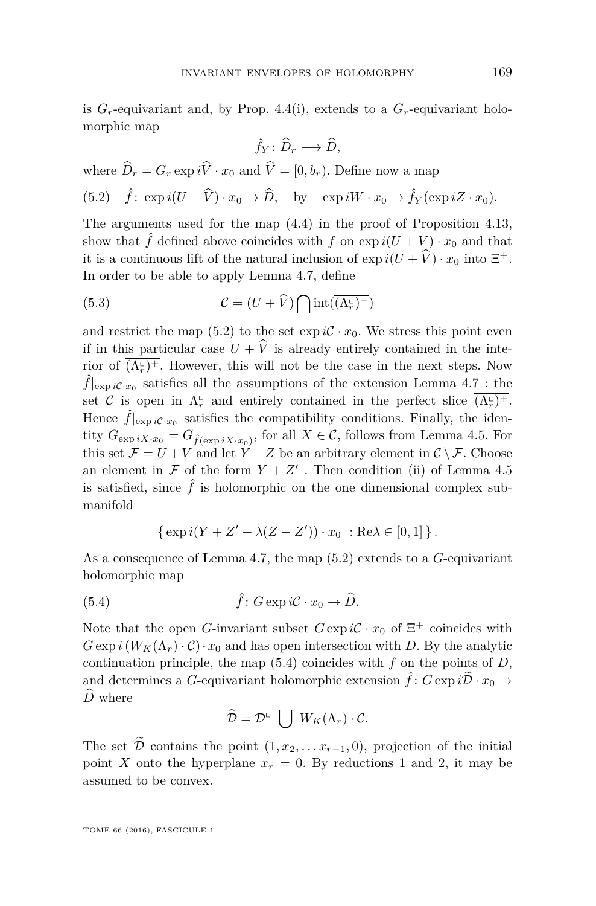is $G_r$-equivariant and, by Prop. 4.4(i), extends to a $G_r$-equivariant holomorphic map

$$\hat{f}_Y \colon \widehat{D}_r \longrightarrow \widehat{D},$$

where $\widehat{D}_r = G_r \exp i\widehat{V} \cdot x_0$ and $\widehat{V} = [0, b_r)$. Define now a map

$$\hat{f} \colon \exp i(U + \widehat{V}) \cdot x_0 \to \widehat{D}, \quad \text{by} \quad \exp iW \cdot x_0 \to \hat{f}_Y(\exp iZ \cdot x_0). \tag{5.2}$$

The arguments used for the map (4.4) in the proof of Proposition 4.13, show that $\hat{f}$ defined above coincides with $f$ on $\exp i(U + V) \cdot x_0$ and that it is a continuous lift of the natural inclusion of $\exp i(U + \widehat{V}) \cdot x_0$ into $\Xi^+$. In order to be able to apply Lemma 4.7, define

$$\mathcal{C} = (U + \widehat{V}) \bigcap \operatorname{int}(\overline{(\Lambda_r^{\llcorner})^+}) \tag{5.3}$$

and restrict the map (5.2) to the set $\exp i\mathcal{C} \cdot x_0$. We stress this point even if in this particular case $U + \widehat{V}$ is already entirely contained in the interior of $\overline{(\Lambda_r^{\llcorner})^+}$. However, this will not be the case in the next steps. Now $\hat{f}|_{\exp i\mathcal{C} \cdot x_0}$ satisfies all the assumptions of the extension Lemma 4.7 : the set $\mathcal{C}$ is open in $\Lambda_r^{\llcorner}$ and entirely contained in the perfect slice $\overline{(\Lambda_r^{\llcorner})^+}$. Hence $\hat{f}|_{\exp i\mathcal{C} \cdot x_0}$ satisfies the compatibility conditions. Finally, the identity $G_{\exp iX \cdot x_0} = G_{\hat{f}(\exp iX \cdot x_0)}$, for all $X \in \mathcal{C}$, follows from Lemma 4.5. For this set $\mathcal{F} = U + V$ and let $Y + Z$ be an arbitrary element in $\mathcal{C} \setminus \mathcal{F}$. Choose an element in $\mathcal{F}$ of the form $Y + Z'$ . Then condition (ii) of Lemma 4.5 is satisfied, since $\hat{f}$ is holomorphic on the one dimensional complex submanifold

$$\{\exp i(Y + Z' + \lambda(Z - Z')) \cdot x_0 \ : \operatorname{Re}\lambda \in [0, 1]\}.$$

As a consequence of Lemma 4.7, the map (5.2) extends to a $G$-equivariant holomorphic map

$$\hat{f} \colon G \exp i\mathcal{C} \cdot x_0 \to \widehat{D}. \tag{5.4}$$

Note that the open $G$-invariant subset $G \exp i\mathcal{C} \cdot x_0$ of $\Xi^+$ coincides with $G \exp i\,(W_K(\Lambda_r) \cdot \mathcal{C}) \cdot x_0$ and has open intersection with $D$. By the analytic continuation principle, the map (5.4) coincides with $f$ on the points of $D$, and determines a $G$-equivariant holomorphic extension $\hat{f} \colon G \exp i\widetilde{\mathcal{D}} \cdot x_0 \to \widehat{D}$ where

$$\widetilde{\mathcal{D}} = \mathcal{D}^{\llcorner} \bigcup W_K(\Lambda_r) \cdot \mathcal{C}.$$

The set $\widetilde{\mathcal{D}}$ contains the point $(1, x_2, \ldots x_{r-1}, 0)$, projection of the initial point $X$ onto the hyperplane $x_r = 0$. By reductions 1 and 2, it may be assumed to be convex.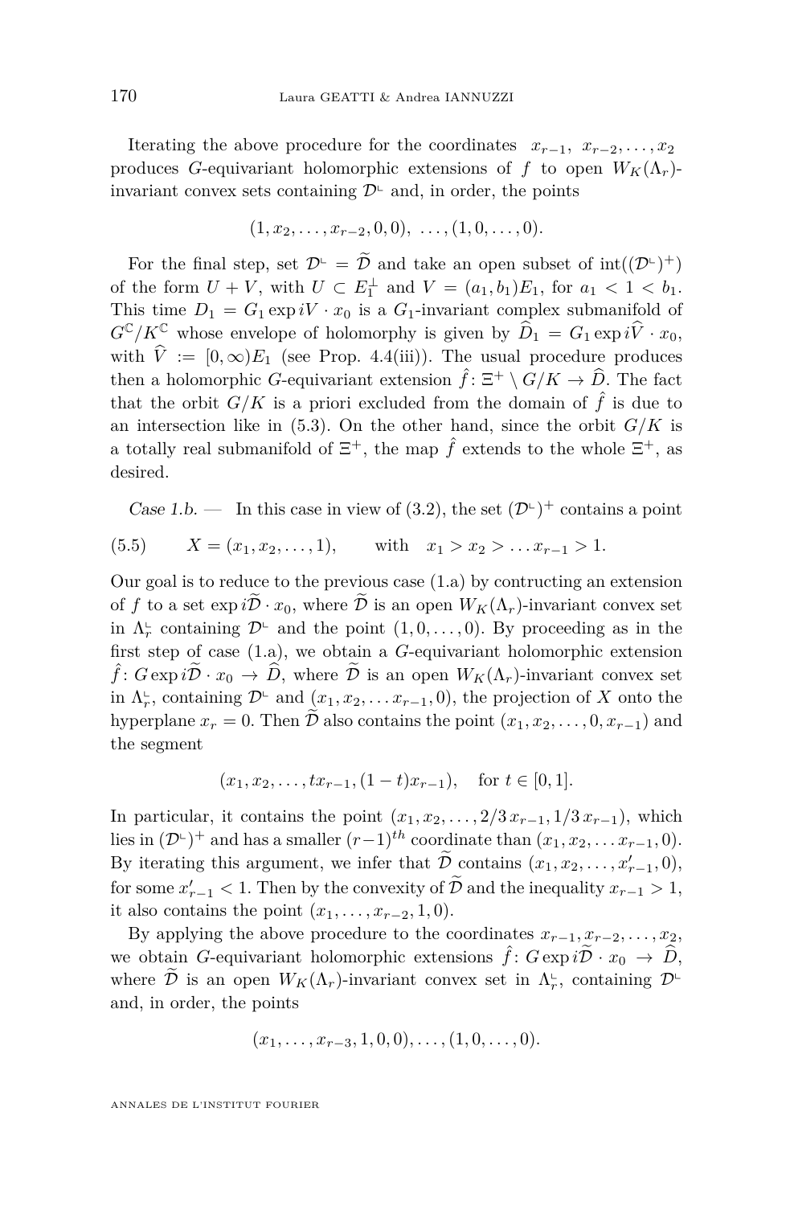Iterating the above procedure for the coordinates $x_{r-1},\ x_{r-2},\dots,x_2$ produces $G$-equivariant holomorphic extensions of $f$ to open $W_K(\Lambda_r)$-invariant convex sets containing $\mathcal{D}^{\llcorner}$ and, in order, the points

$$(1,x_2,\dots,x_{r-2},0,0),\ \dots,(1,0,\dots,0).$$

For the final step, set $\mathcal{D}^{\llcorner}=\widetilde{\mathcal{D}}$ and take an open subset of $\operatorname{int}((\mathcal{D}^{\llcorner})^+)$ of the form $U+V$, with $U\subset E_1^{\perp}$ and $V=(a_1,b_1)E_1$, for $a_1<1<b_1$. This time $D_1=G_1\exp iV\cdot x_0$ is a $G_1$-invariant complex submanifold of $G^{\mathbb{C}}/K^{\mathbb{C}}$ whose envelope of holomorphy is given by $\widehat{D}_1=G_1\exp i\widehat{V}\cdot x_0$, with $\widehat{V}:=[0,\infty)E_1$ (see Prop. 4.4(iii)). The usual procedure produces then a holomorphic $G$-equivariant extension $\hat{f}\colon \Xi^+\setminus G/K\to\widehat{D}$. The fact that the orbit $G/K$ is a priori excluded from the domain of $\hat{f}$ is due to an intersection like in (5.3). On the other hand, since the orbit $G/K$ is a totally real submanifold of $\Xi^+$, the map $\hat{f}$ extends to the whole $\Xi^+$, as desired.

*Case 1.b.* — In this case in view of (3.2), the set $(\mathcal{D}^{\llcorner})^+$ contains a point

$$X=(x_1,x_2,\dots,1),\qquad \text{with}\quad x_1>x_2>\dots x_{r-1}>1. \tag{5.5}$$

Our goal is to reduce to the previous case (1.a) by contructing an extension of $f$ to a set $\exp i\widetilde{\mathcal{D}}\cdot x_0$, where $\widetilde{\mathcal{D}}$ is an open $W_K(\Lambda_r)$-invariant convex set in $\Lambda_r^{\llcorner}$ containing $\mathcal{D}^{\llcorner}$ and the point $(1,0,\dots,0)$. By proceeding as in the first step of case (1.a), we obtain a $G$-equivariant holomorphic extension $\hat{f}\colon G\exp i\widetilde{\mathcal{D}}\cdot x_0\to\widehat{D}$, where $\widetilde{\mathcal{D}}$ is an open $W_K(\Lambda_r)$-invariant convex set in $\Lambda_r^{\llcorner}$, containing $\mathcal{D}^{\llcorner}$ and $(x_1,x_2,\dots x_{r-1},0)$, the projection of $X$ onto the hyperplane $x_r=0$. Then $\widetilde{\mathcal{D}}$ also contains the point $(x_1,x_2,\dots,0,x_{r-1})$ and the segment

$$(x_1,x_2,\dots,tx_{r-1},(1-t)x_{r-1}),\quad \text{for } t\in[0,1].$$

In particular, it contains the point $(x_1,x_2,\dots,2/3\,x_{r-1},1/3\,x_{r-1})$, which lies in $(\mathcal{D}^{\llcorner})^+$ and has a smaller $(r-1)^{th}$ coordinate than $(x_1,x_2,\dots x_{r-1},0)$. By iterating this argument, we infer that $\widetilde{\mathcal{D}}$ contains $(x_1,x_2,\dots,x'_{r-1},0)$, for some $x'_{r-1}<1$. Then by the convexity of $\widetilde{\mathcal{D}}$ and the inequality $x_{r-1}>1$, it also contains the point $(x_1,\dots,x_{r-2},1,0)$.

By applying the above procedure to the coordinates $x_{r-1},x_{r-2},\dots,x_2$, we obtain $G$-equivariant holomorphic extensions $\hat{f}\colon G\exp i\widetilde{\mathcal{D}}\cdot x_0\to\widehat{D}$, where $\widetilde{\mathcal{D}}$ is an open $W_K(\Lambda_r)$-invariant convex set in $\Lambda_r^{\llcorner}$, containing $\mathcal{D}^{\llcorner}$ and, in order, the points

$$(x_1,\dots,x_{r-3},1,0,0),\dots,(1,0,\dots,0).$$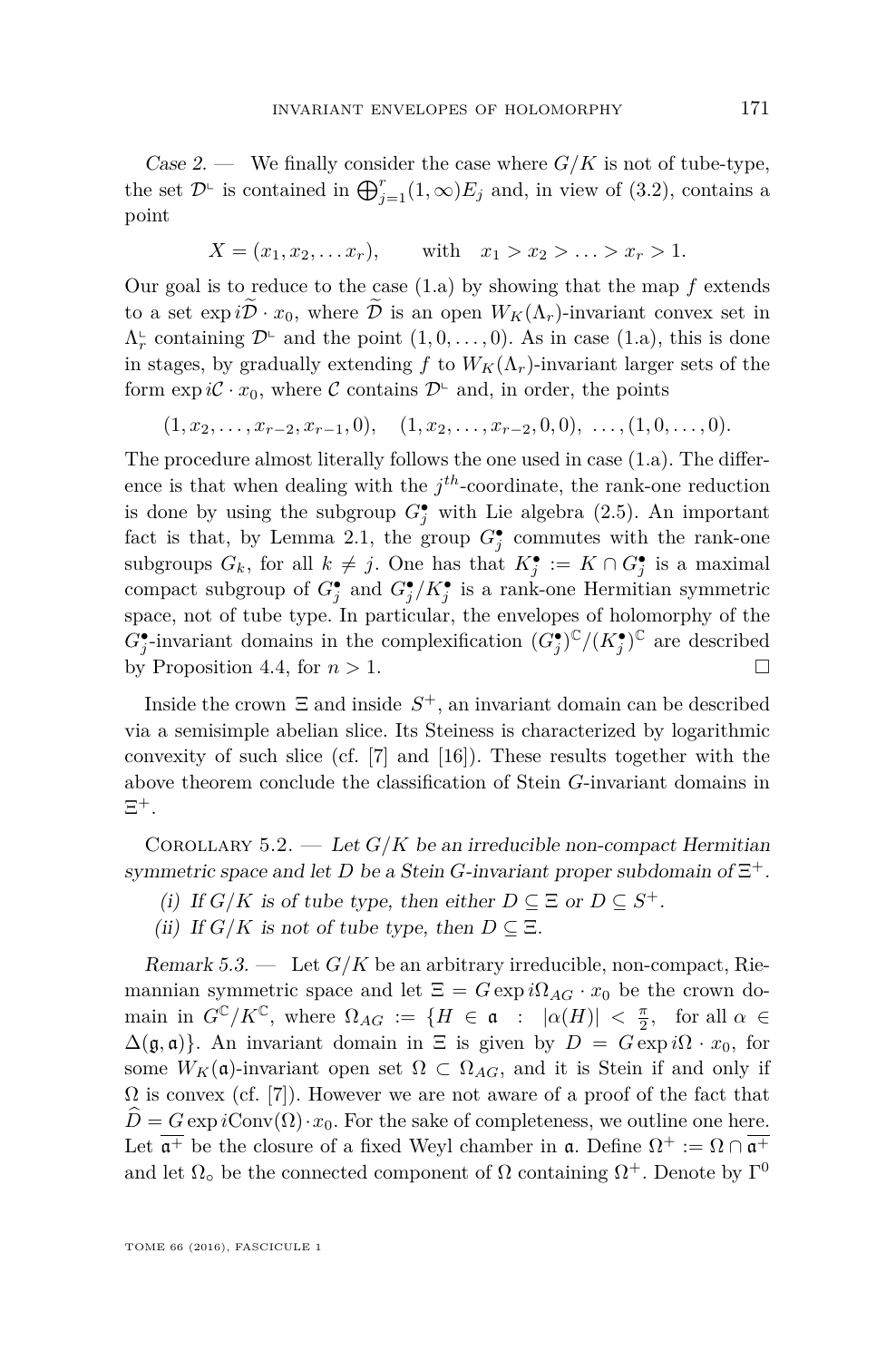*Case 2.* — We finally consider the case where $G/K$ is not of tube-type, the set $\mathcal{D}^{\llcorner}$ is contained in $\bigoplus_{j=1}^{r}(1,\infty)E_j$ and, in view of (3.2), contains a point

$$X = (x_1, x_2, \ldots x_r), \qquad \text{with} \quad x_1 > x_2 > \ldots > x_r > 1.$$

Our goal is to reduce to the case (1.a) by showing that the map $f$ extends to a set $\exp i\widetilde{\mathcal{D}} \cdot x_0$, where $\widetilde{\mathcal{D}}$ is an open $W_K(\Lambda_r)$-invariant convex set in $\Lambda_r^{\llcorner}$ containing $\mathcal{D}^{\llcorner}$ and the point $(1, 0, \ldots, 0)$. As in case (1.a), this is done in stages, by gradually extending $f$ to $W_K(\Lambda_r)$-invariant larger sets of the form $\exp i\mathcal{C} \cdot x_0$, where $\mathcal{C}$ contains $\mathcal{D}^{\llcorner}$ and, in order, the points

$$(1, x_2, \ldots, x_{r-2}, x_{r-1}, 0), \quad (1, x_2, \ldots, x_{r-2}, 0, 0), \; \ldots, (1, 0, \ldots, 0).$$

The procedure almost literally follows the one used in case (1.a). The difference is that when dealing with the $j^{th}$-coordinate, the rank-one reduction is done by using the subgroup $G_j^{\bullet}$ with Lie algebra (2.5). An important fact is that, by Lemma 2.1, the group $G_j^{\bullet}$ commutes with the rank-one subgroups $G_k$, for all $k \neq j$. One has that $K_j^{\bullet} := K \cap G_j^{\bullet}$ is a maximal compact subgroup of $G_j^{\bullet}$ and $G_j^{\bullet}/K_j^{\bullet}$ is a rank-one Hermitian symmetric space, not of tube type. In particular, the envelopes of holomorphy of the $G_j^{\bullet}$-invariant domains in the complexification $(G_j^{\bullet})^{\mathbb{C}}/(K_j^{\bullet})^{\mathbb{C}}$ are described by Proposition 4.4, for $n > 1$. □

Inside the crown $\Xi$ and inside $S^+$, an invariant domain can be described via a semisimple abelian slice. Its Steiness is characterized by logarithmic convexity of such slice (cf. [7] and [16]). These results together with the above theorem conclude the classification of Stein $G$-invariant domains in $\Xi^+$.

Corollary 5.2. — *Let $G/K$ be an irreducible non-compact Hermitian symmetric space and let $D$ be a Stein $G$-invariant proper subdomain of $\Xi^+$.*

*(i) If $G/K$ is of tube type, then either $D \subseteq \Xi$ or $D \subseteq S^+$.*

*(ii) If $G/K$ is not of tube type, then $D \subseteq \Xi$.*

*Remark 5.3.* — Let $G/K$ be an arbitrary irreducible, non-compact, Riemannian symmetric space and let $\Xi = G \exp i\Omega_{AG} \cdot x_0$ be the crown domain in $G^{\mathbb{C}}/K^{\mathbb{C}}$, where $\Omega_{AG} := \{H \in \mathfrak{a} \;:\; |\alpha(H)| < \frac{\pi}{2}, \;\; \text{for all } \alpha \in \Delta(\mathfrak{g}, \mathfrak{a})\}$. An invariant domain in $\Xi$ is given by $D = G \exp i\Omega \cdot x_0$, for some $W_K(\mathfrak{a})$-invariant open set $\Omega \subset \Omega_{AG}$, and it is Stein if and only if $\Omega$ is convex (cf. [7]). However we are not aware of a proof of the fact that $\widehat{D} = G \exp i\mathrm{Conv}(\Omega) \cdot x_0$. For the sake of completeness, we outline one here. Let $\overline{\mathfrak{a}^+}$ be the closure of a fixed Weyl chamber in $\mathfrak{a}$. Define $\Omega^+ := \Omega \cap \overline{\mathfrak{a}^+}$ and let $\Omega_\circ$ be the connected component of $\Omega$ containing $\Omega^+$. Denote by $\Gamma^0$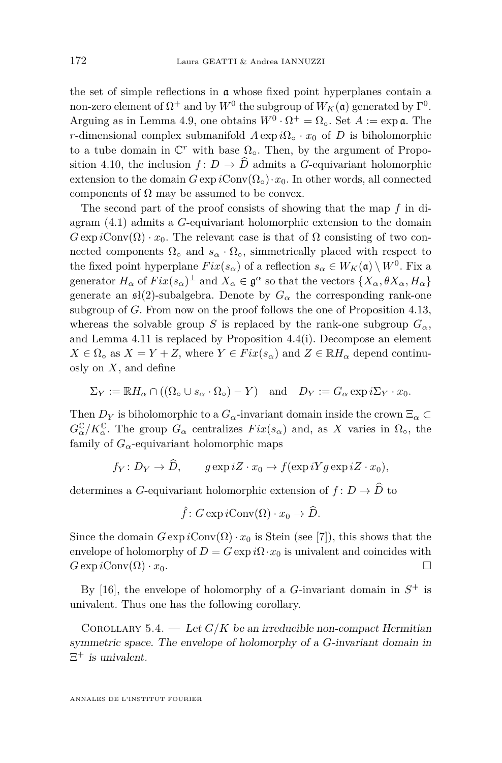the set of simple reflections in $\mathfrak{a}$ whose fixed point hyperplanes contain a non-zero element of $\Omega^+$ and by $W^0$ the subgroup of $W_K(\mathfrak{a})$ generated by $\Gamma^0$. Arguing as in Lemma 4.9, one obtains $W^0 \cdot \Omega^+ = \Omega_\circ$. Set $A := \exp \mathfrak{a}$. The $r$-dimensional complex submanifold $A \exp i\Omega_\circ \cdot x_0$ of $D$ is biholomorphic to a tube domain in $\mathbb{C}^r$ with base $\Omega_\circ$. Then, by the argument of Proposition 4.10, the inclusion $f\colon D \to \widehat{D}$ admits a $G$-equivariant holomorphic extension to the domain $G \exp i\mathrm{Conv}(\Omega_\circ) \cdot x_0$. In other words, all connected components of $\Omega$ may be assumed to be convex.

The second part of the proof consists of showing that the map $f$ in diagram (4.1) admits a $G$-equivariant holomorphic extension to the domain $G \exp i\mathrm{Conv}(\Omega) \cdot x_0$. The relevant case is that of $\Omega$ consisting of two connected components $\Omega_\circ$ and $s_\alpha \cdot \Omega_\circ$, simmetrically placed with respect to the fixed point hyperplane $Fix(s_\alpha)$ of a reflection $s_\alpha \in W_K(\mathfrak{a}) \setminus W^0$. Fix a generator $H_\alpha$ of $Fix(s_\alpha)^\perp$ and $X_\alpha \in \mathfrak{g}^\alpha$ so that the vectors $\{X_\alpha, \theta X_\alpha, H_\alpha\}$ generate an $\mathfrak{sl}(2)$-subalgebra. Denote by $G_\alpha$ the corresponding rank-one subgroup of $G$. From now on the proof follows the one of Proposition 4.13, whereas the solvable group $S$ is replaced by the rank-one subgroup $G_\alpha$, and Lemma 4.11 is replaced by Proposition 4.4(i). Decompose an element $X \in \Omega_\circ$ as $X = Y + Z$, where $Y \in Fix(s_\alpha)$ and $Z \in \mathbb{R}H_\alpha$ depend continuosly on $X$, and define

$$\Sigma_Y := \mathbb{R}H_\alpha \cap ((\Omega_\circ \cup s_\alpha \cdot \Omega_\circ) - Y) \quad \text{and} \quad D_Y := G_\alpha \exp i\Sigma_Y \cdot x_0.$$

Then $D_Y$ is biholomorphic to a $G_\alpha$-invariant domain inside the crown $\Xi_\alpha \subset G_\alpha^{\mathbb{C}}/K_\alpha^{\mathbb{C}}$. The group $G_\alpha$ centralizes $Fix(s_\alpha)$ and, as $X$ varies in $\Omega_\circ$, the family of $G_\alpha$-equivariant holomorphic maps

$$f_Y\colon D_Y \to \widehat{D}, \qquad g \exp iZ \cdot x_0 \mapsto f(\exp iY g \exp iZ \cdot x_0),$$

determines a $G$-equivariant holomorphic extension of $f\colon D \to \widehat{D}$ to

$$\hat{f}\colon G \exp i\mathrm{Conv}(\Omega) \cdot x_0 \to \widehat{D}.$$

Since the domain $G \exp i\mathrm{Conv}(\Omega) \cdot x_0$ is Stein (see [7]), this shows that the envelope of holomorphy of $D = G \exp i\Omega \cdot x_0$ is univalent and coincides with $G \exp i\mathrm{Conv}(\Omega) \cdot x_0$. $\square$

By [16], the envelope of holomorphy of a $G$-invariant domain in $S^+$ is univalent. Thus one has the following corollary.

Corollary 5.4. — *Let $G/K$ be an irreducible non-compact Hermitian symmetric space. The envelope of holomorphy of a $G$-invariant domain in $\Xi^+$ is univalent.*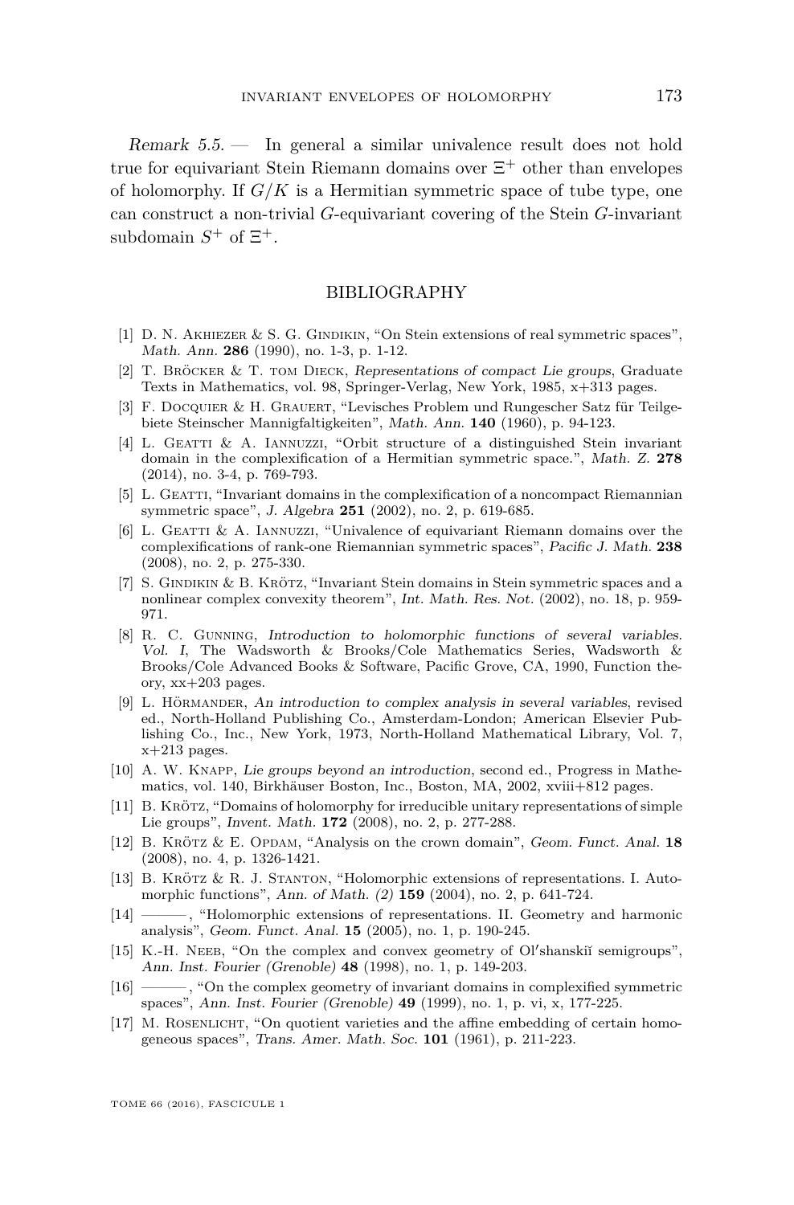*Remark 5.5.* — In general a similar univalence result does not hold true for equivariant Stein Riemann domains over $\Xi^+$ other than envelopes of holomorphy. If $G/K$ is a Hermitian symmetric space of tube type, one can construct a non-trivial $G$-equivariant covering of the Stein $G$-invariant subdomain $S^+$ of $\Xi^+$.

## BIBLIOGRAPHY

[1] D. N. Akhiezer & S. G. Gindikin, "On Stein extensions of real symmetric spaces", *Math. Ann.* **286** (1990), no. 1-3, p. 1-12.

[2] T. Bröcker & T. tom Dieck, *Representations of compact Lie groups*, Graduate Texts in Mathematics, vol. 98, Springer-Verlag, New York, 1985, x+313 pages.

[3] F. Docquier & H. Grauert, "Levisches Problem und Rungescher Satz für Teilgebiete Steinscher Mannigfaltigkeiten", *Math. Ann.* **140** (1960), p. 94-123.

[4] L. Geatti & A. Iannuzzi, "Orbit structure of a distinguished Stein invariant domain in the complexification of a Hermitian symmetric space.", *Math. Z.* **278** (2014), no. 3-4, p. 769-793.

[5] L. Geatti, "Invariant domains in the complexification of a noncompact Riemannian symmetric space", *J. Algebra* **251** (2002), no. 2, p. 619-685.

[6] L. Geatti & A. Iannuzzi, "Univalence of equivariant Riemann domains over the complexifications of rank-one Riemannian symmetric spaces", *Pacific J. Math.* **238** (2008), no. 2, p. 275-330.

[7] S. Gindikin & B. Krötz, "Invariant Stein domains in Stein symmetric spaces and a nonlinear complex convexity theorem", *Int. Math. Res. Not.* (2002), no. 18, p. 959-971.

[8] R. C. Gunning, *Introduction to holomorphic functions of several variables. Vol. I*, The Wadsworth & Brooks/Cole Mathematics Series, Wadsworth & Brooks/Cole Advanced Books & Software, Pacific Grove, CA, 1990, Function theory, xx+203 pages.

[9] L. Hörmander, *An introduction to complex analysis in several variables*, revised ed., North-Holland Publishing Co., Amsterdam-London; American Elsevier Publishing Co., Inc., New York, 1973, North-Holland Mathematical Library, Vol. 7, x+213 pages.

[10] A. W. Knapp, *Lie groups beyond an introduction*, second ed., Progress in Mathematics, vol. 140, Birkhäuser Boston, Inc., Boston, MA, 2002, xviii+812 pages.

[11] B. Krötz, "Domains of holomorphy for irreducible unitary representations of simple Lie groups", *Invent. Math.* **172** (2008), no. 2, p. 277-288.

[12] B. Krötz & E. Opdam, "Analysis on the crown domain", *Geom. Funct. Anal.* **18** (2008), no. 4, p. 1326-1421.

[13] B. Krötz & R. J. Stanton, "Holomorphic extensions of representations. I. Automorphic functions", *Ann. of Math. (2)* **159** (2004), no. 2, p. 641-724.

[14] ———, "Holomorphic extensions of representations. II. Geometry and harmonic analysis", *Geom. Funct. Anal.* **15** (2005), no. 1, p. 190-245.

[15] K.-H. Neeb, "On the complex and convex geometry of Olʹshanskiĭ semigroups", *Ann. Inst. Fourier (Grenoble)* **48** (1998), no. 1, p. 149-203.

[16] ———, "On the complex geometry of invariant domains in complexified symmetric spaces", *Ann. Inst. Fourier (Grenoble)* **49** (1999), no. 1, p. vi, x, 177-225.

[17] M. Rosenlicht, "On quotient varieties and the affine embedding of certain homogeneous spaces", *Trans. Amer. Math. Soc.* **101** (1961), p. 211-223.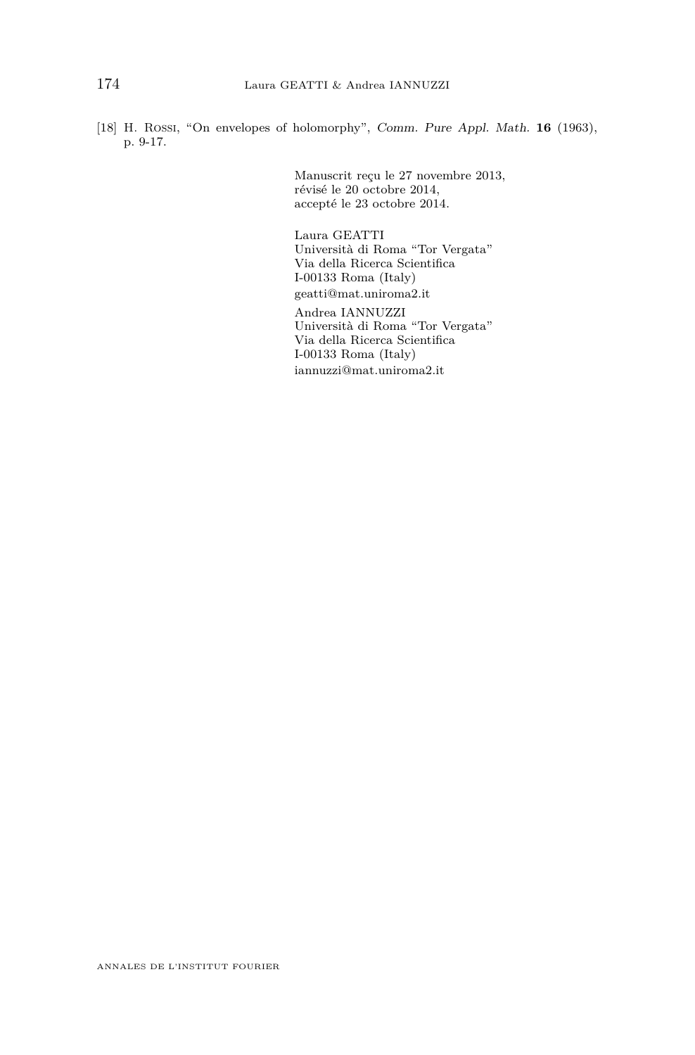[18] H. Rossi, "On envelopes of holomorphy", *Comm. Pure Appl. Math.* **16** (1963), p. 9-17.

Manuscrit reçu le 27 novembre 2013,
révisé le 20 octobre 2014,
accepté le 23 octobre 2014.

Laura GEATTI
Università di Roma "Tor Vergata"
Via della Ricerca Scientifica
I-00133 Roma (Italy)
geatti@mat.uniroma2.it

Andrea IANNUZZI
Università di Roma "Tor Vergata"
Via della Ricerca Scientifica
I-00133 Roma (Italy)
iannuzzi@mat.uniroma2.it